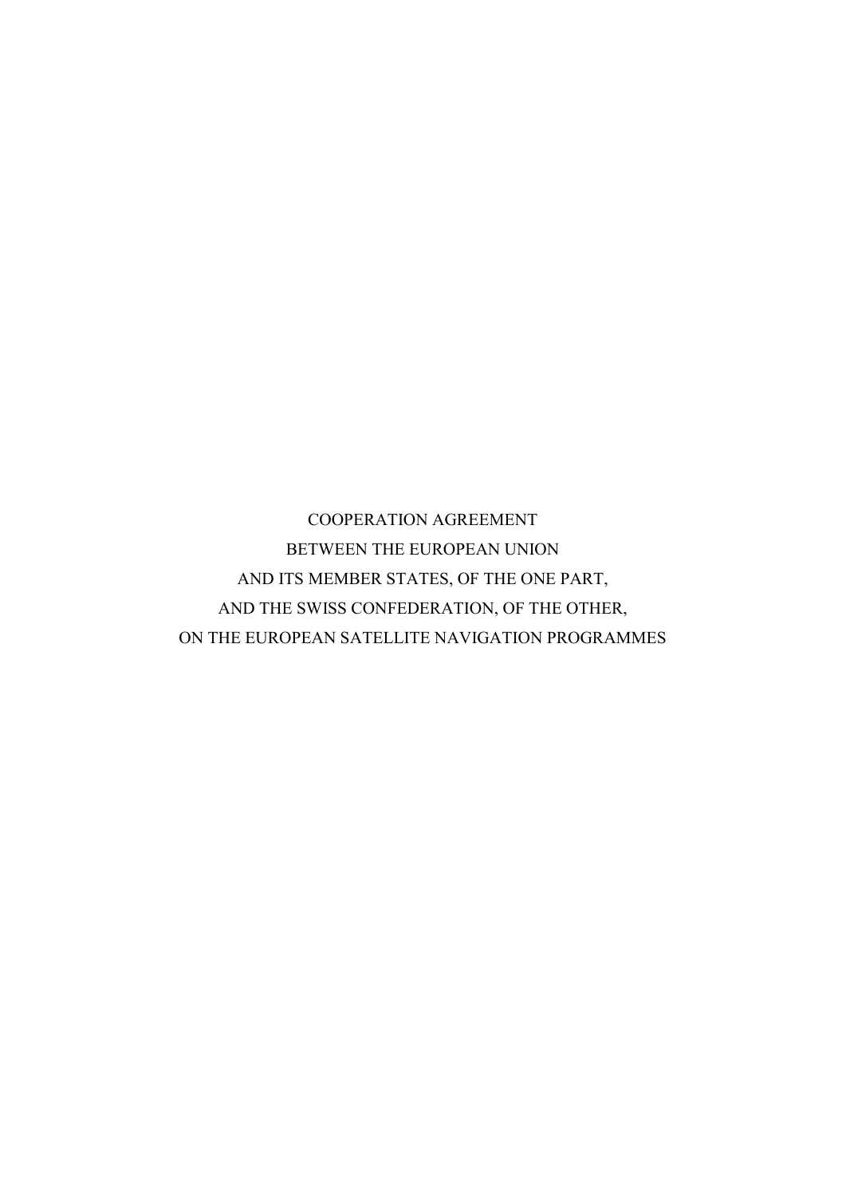# COOPERATION AGREEMENT
# BETWEEN THE EUROPEAN UNION
# AND ITS MEMBER STATES, OF THE ONE PART,
# AND THE SWISS CONFEDERATION, OF THE OTHER,
# ON THE EUROPEAN SATELLITE NAVIGATION PROGRAMMES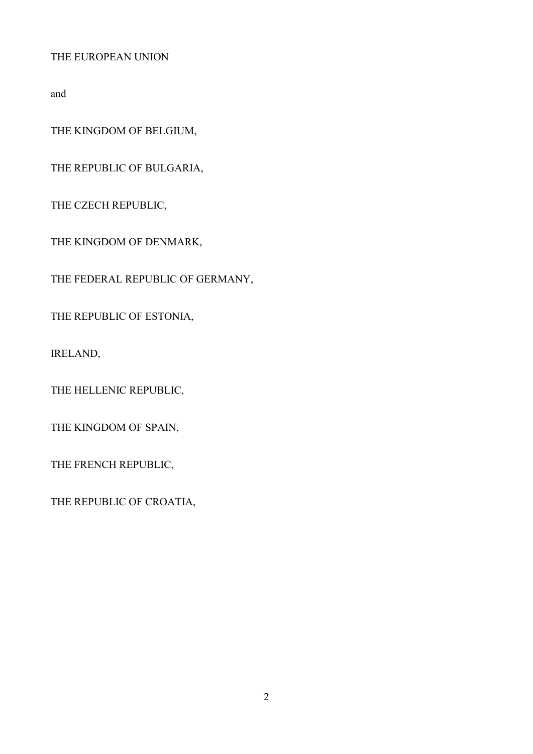THE EUROPEAN UNION

and

THE KINGDOM OF BELGIUM,

THE REPUBLIC OF BULGARIA,

THE CZECH REPUBLIC,

THE KINGDOM OF DENMARK,

THE FEDERAL REPUBLIC OF GERMANY,

THE REPUBLIC OF ESTONIA,

IRELAND,

THE HELLENIC REPUBLIC,

THE KINGDOM OF SPAIN,

THE FRENCH REPUBLIC,

THE REPUBLIC OF CROATIA,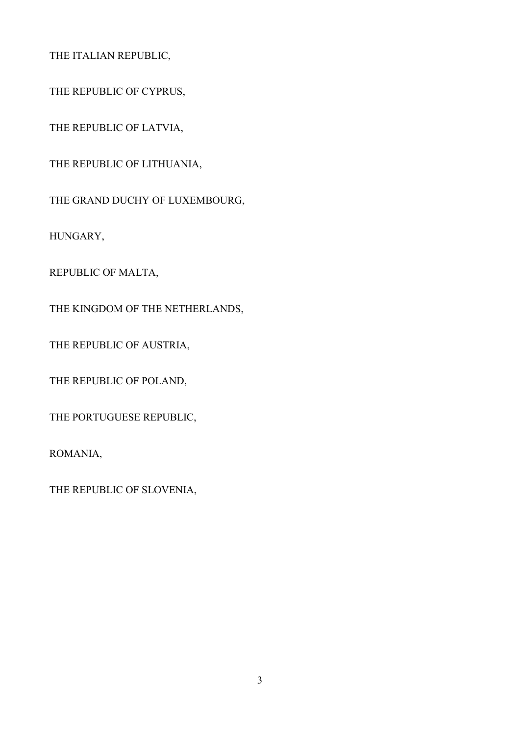THE ITALIAN REPUBLIC,

THE REPUBLIC OF CYPRUS,

THE REPUBLIC OF LATVIA,

THE REPUBLIC OF LITHUANIA,

THE GRAND DUCHY OF LUXEMBOURG,

HUNGARY,

REPUBLIC OF MALTA,

THE KINGDOM OF THE NETHERLANDS,

THE REPUBLIC OF AUSTRIA,

THE REPUBLIC OF POLAND,

THE PORTUGUESE REPUBLIC,

ROMANIA,

THE REPUBLIC OF SLOVENIA,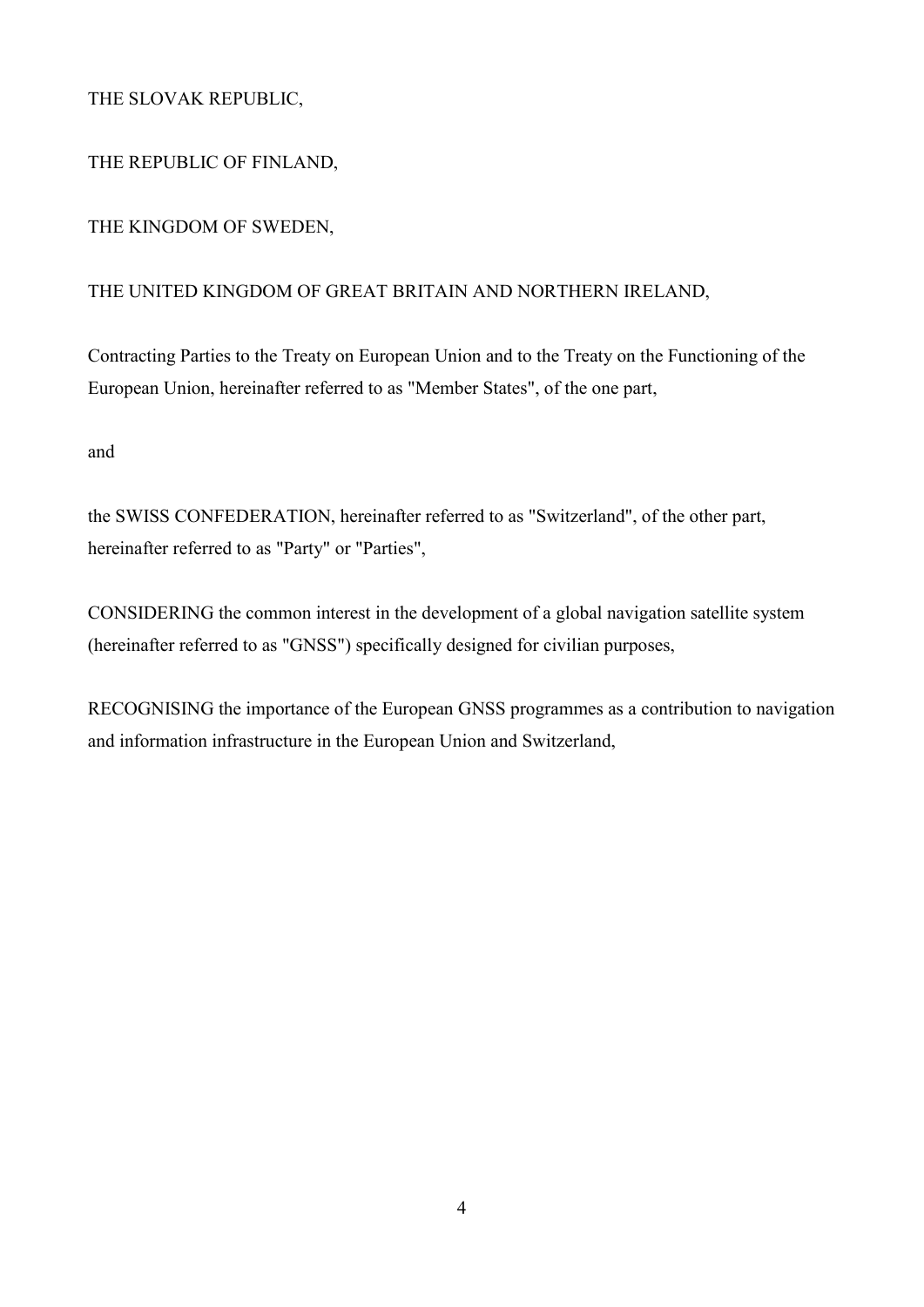THE SLOVAK REPUBLIC,

THE REPUBLIC OF FINLAND,

THE KINGDOM OF SWEDEN,

THE UNITED KINGDOM OF GREAT BRITAIN AND NORTHERN IRELAND,

Contracting Parties to the Treaty on European Union and to the Treaty on the Functioning of the European Union, hereinafter referred to as "Member States", of the one part,

and

the SWISS CONFEDERATION, hereinafter referred to as "Switzerland", of the other part, hereinafter referred to as "Party" or "Parties",

CONSIDERING the common interest in the development of a global navigation satellite system (hereinafter referred to as "GNSS") specifically designed for civilian purposes,

RECOGNISING the importance of the European GNSS programmes as a contribution to navigation and information infrastructure in the European Union and Switzerland,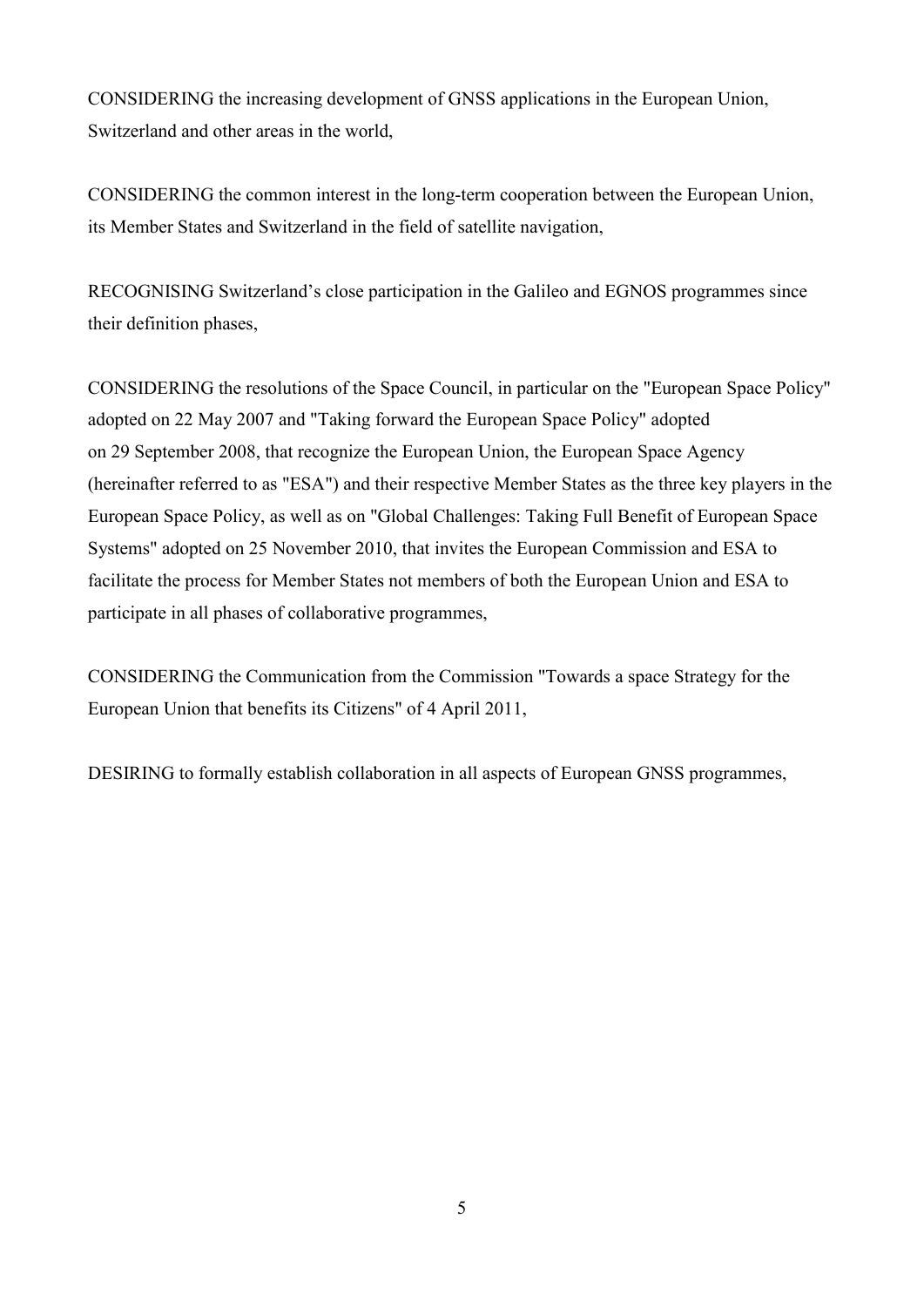CONSIDERING the increasing development of GNSS applications in the European Union, Switzerland and other areas in the world,

CONSIDERING the common interest in the long-term cooperation between the European Union, its Member States and Switzerland in the field of satellite navigation,

RECOGNISING Switzerland's close participation in the Galileo and EGNOS programmes since their definition phases,

CONSIDERING the resolutions of the Space Council, in particular on the "European Space Policy" adopted on 22 May 2007 and "Taking forward the European Space Policy" adopted on 29 September 2008, that recognize the European Union, the European Space Agency (hereinafter referred to as "ESA") and their respective Member States as the three key players in the European Space Policy, as well as on "Global Challenges: Taking Full Benefit of European Space Systems" adopted on 25 November 2010, that invites the European Commission and ESA to facilitate the process for Member States not members of both the European Union and ESA to participate in all phases of collaborative programmes,

CONSIDERING the Communication from the Commission "Towards a space Strategy for the European Union that benefits its Citizens" of 4 April 2011,

DESIRING to formally establish collaboration in all aspects of European GNSS programmes,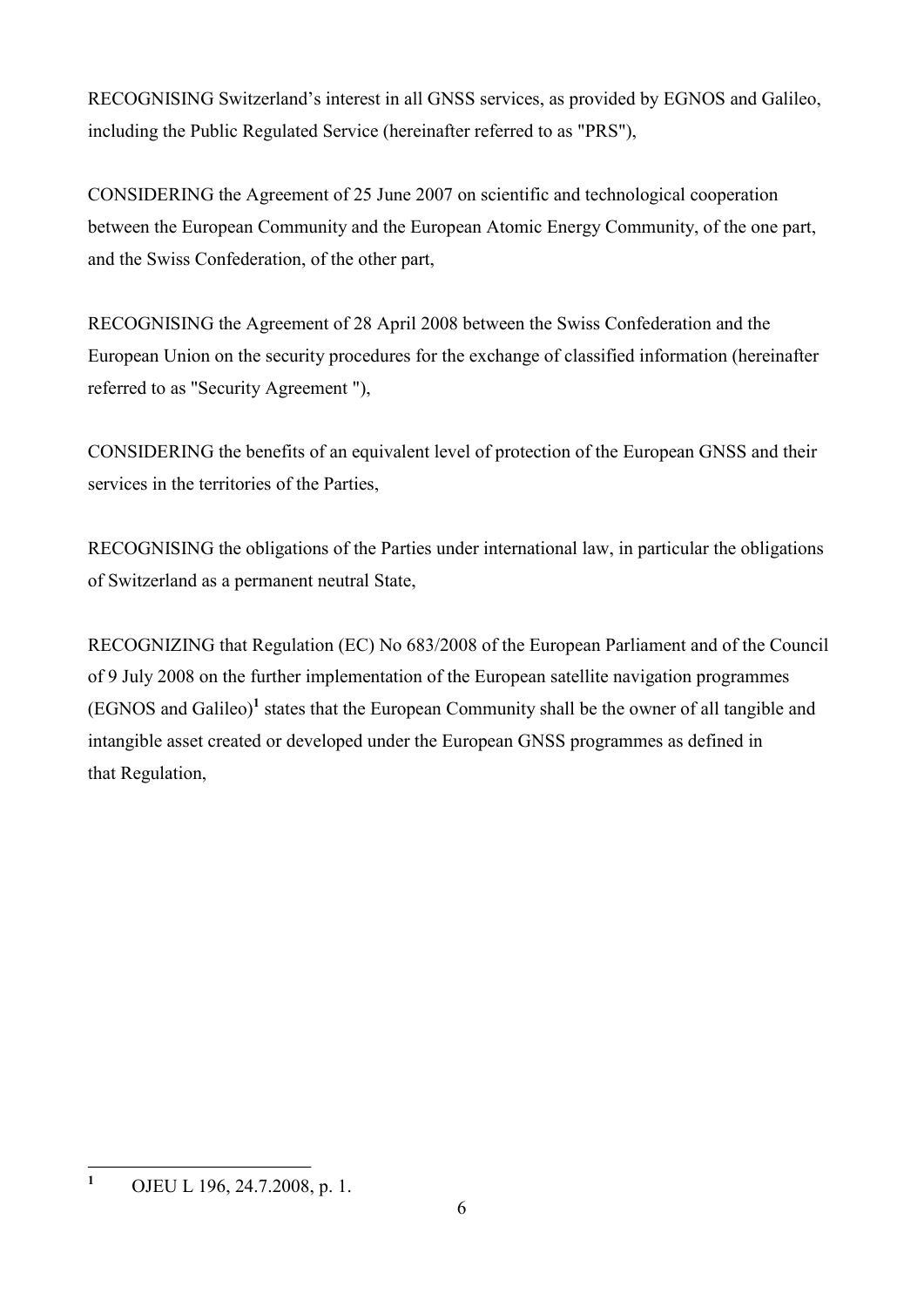RECOGNISING Switzerland's interest in all GNSS services, as provided by EGNOS and Galileo, including the Public Regulated Service (hereinafter referred to as "PRS"),

CONSIDERING the Agreement of 25 June 2007 on scientific and technological cooperation between the European Community and the European Atomic Energy Community, of the one part, and the Swiss Confederation, of the other part,

RECOGNISING the Agreement of 28 April 2008 between the Swiss Confederation and the European Union on the security procedures for the exchange of classified information (hereinafter referred to as "Security Agreement "),

CONSIDERING the benefits of an equivalent level of protection of the European GNSS and their services in the territories of the Parties,

RECOGNISING the obligations of the Parties under international law, in particular the obligations of Switzerland as a permanent neutral State,

RECOGNIZING that Regulation (EC) No 683/2008 of the European Parliament and of the Council of 9 July 2008 on the further implementation of the European satellite navigation programmes (EGNOS and Galileo)[1] states that the European Community shall be the owner of all tangible and intangible asset created or developed under the European GNSS programmes as defined in that Regulation,

---

[1] OJEU L 196, 24.7.2008, p. 1.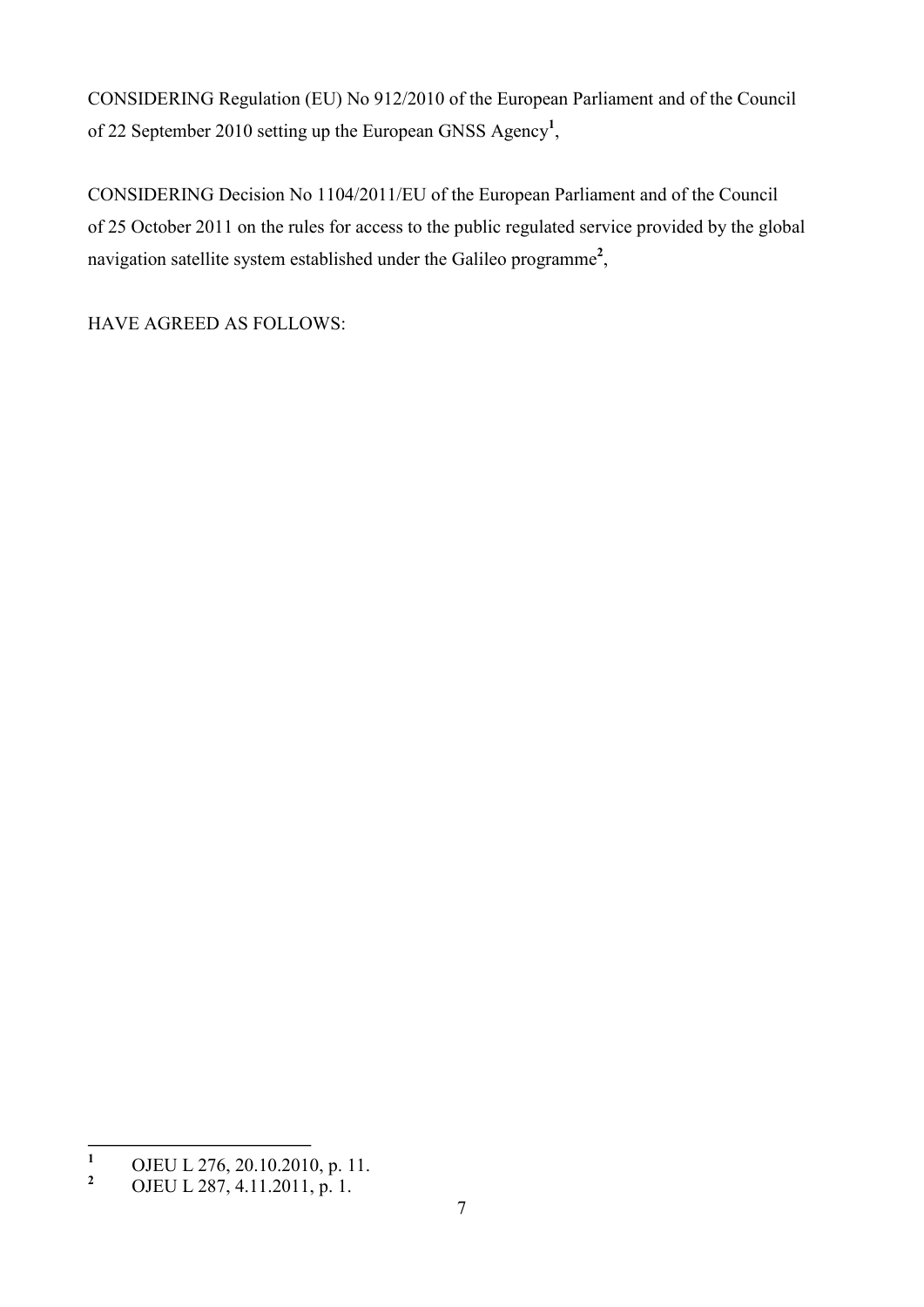CONSIDERING Regulation (EU) No 912/2010 of the European Parliament and of the Council of 22 September 2010 setting up the European GNSS Agency[1],

CONSIDERING Decision No 1104/2011/EU of the European Parliament and of the Council of 25 October 2011 on the rules for access to the public regulated service provided by the global navigation satellite system established under the Galileo programme[2],

HAVE AGREED AS FOLLOWS:

---

[1] OJEU L 276, 20.10.2010, p. 11.

[2] OJEU L 287, 4.11.2011, p. 1.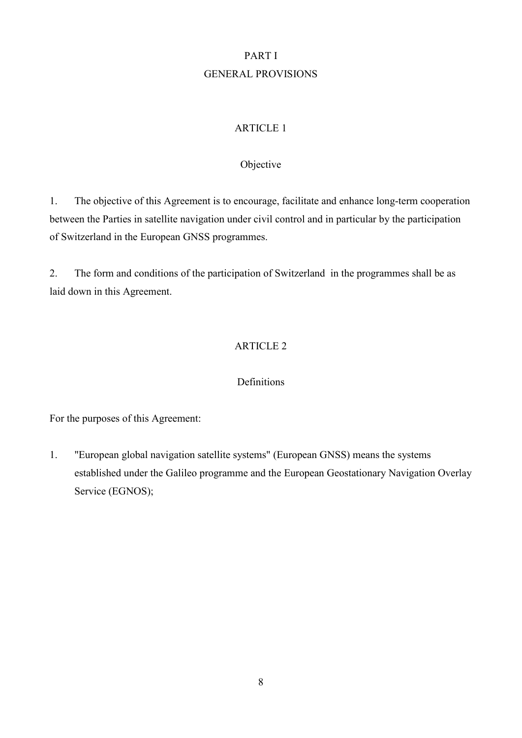# PART I
# GENERAL PROVISIONS

## ARTICLE 1

### Objective

1. The objective of this Agreement is to encourage, facilitate and enhance long-term cooperation between the Parties in satellite navigation under civil control and in particular by the participation of Switzerland in the European GNSS programmes.

2. The form and conditions of the participation of Switzerland in the programmes shall be as laid down in this Agreement.

## ARTICLE 2

### Definitions

For the purposes of this Agreement:

1. "European global navigation satellite systems" (European GNSS) means the systems established under the Galileo programme and the European Geostationary Navigation Overlay Service (EGNOS);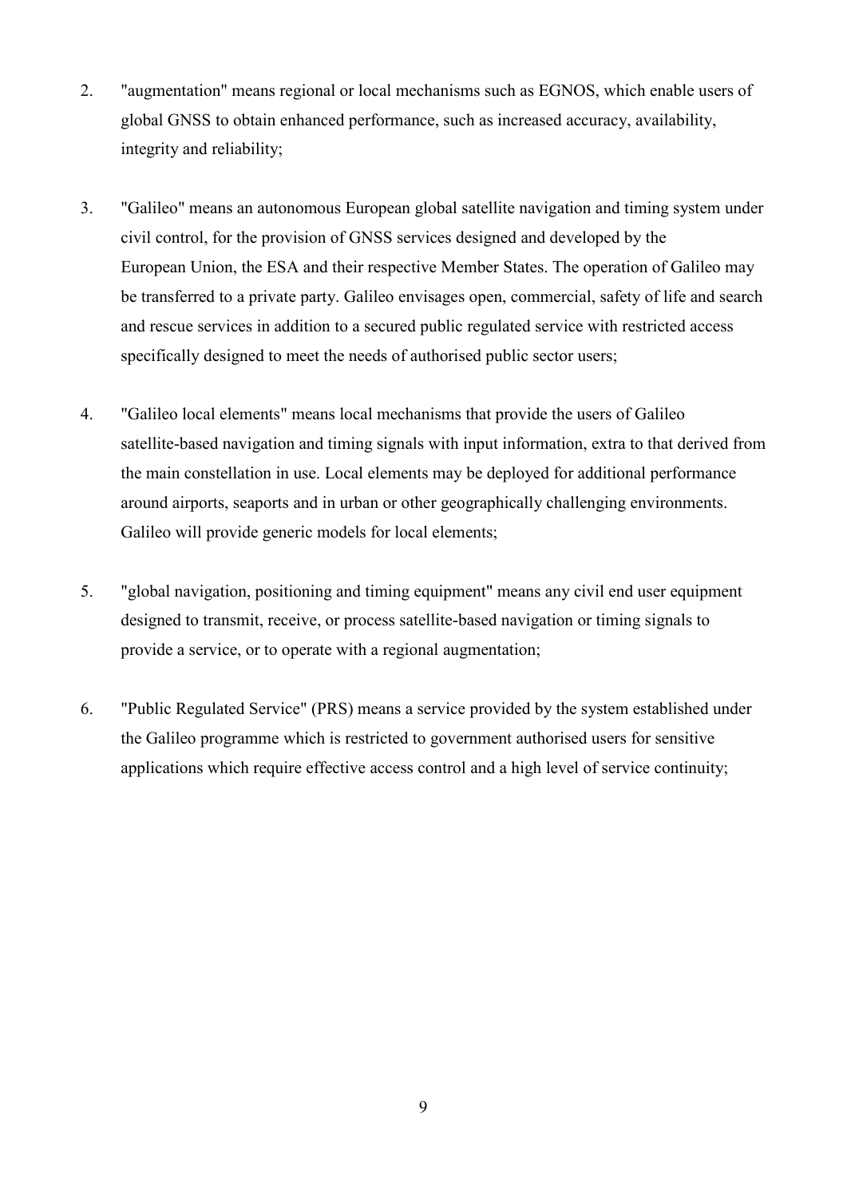2. "augmentation" means regional or local mechanisms such as EGNOS, which enable users of global GNSS to obtain enhanced performance, such as increased accuracy, availability, integrity and reliability;

3. "Galileo" means an autonomous European global satellite navigation and timing system under civil control, for the provision of GNSS services designed and developed by the European Union, the ESA and their respective Member States. The operation of Galileo may be transferred to a private party. Galileo envisages open, commercial, safety of life and search and rescue services in addition to a secured public regulated service with restricted access specifically designed to meet the needs of authorised public sector users;

4. "Galileo local elements" means local mechanisms that provide the users of Galileo satellite-based navigation and timing signals with input information, extra to that derived from the main constellation in use. Local elements may be deployed for additional performance around airports, seaports and in urban or other geographically challenging environments. Galileo will provide generic models for local elements;

5. "global navigation, positioning and timing equipment" means any civil end user equipment designed to transmit, receive, or process satellite-based navigation or timing signals to provide a service, or to operate with a regional augmentation;

6. "Public Regulated Service" (PRS) means a service provided by the system established under the Galileo programme which is restricted to government authorised users for sensitive applications which require effective access control and a high level of service continuity;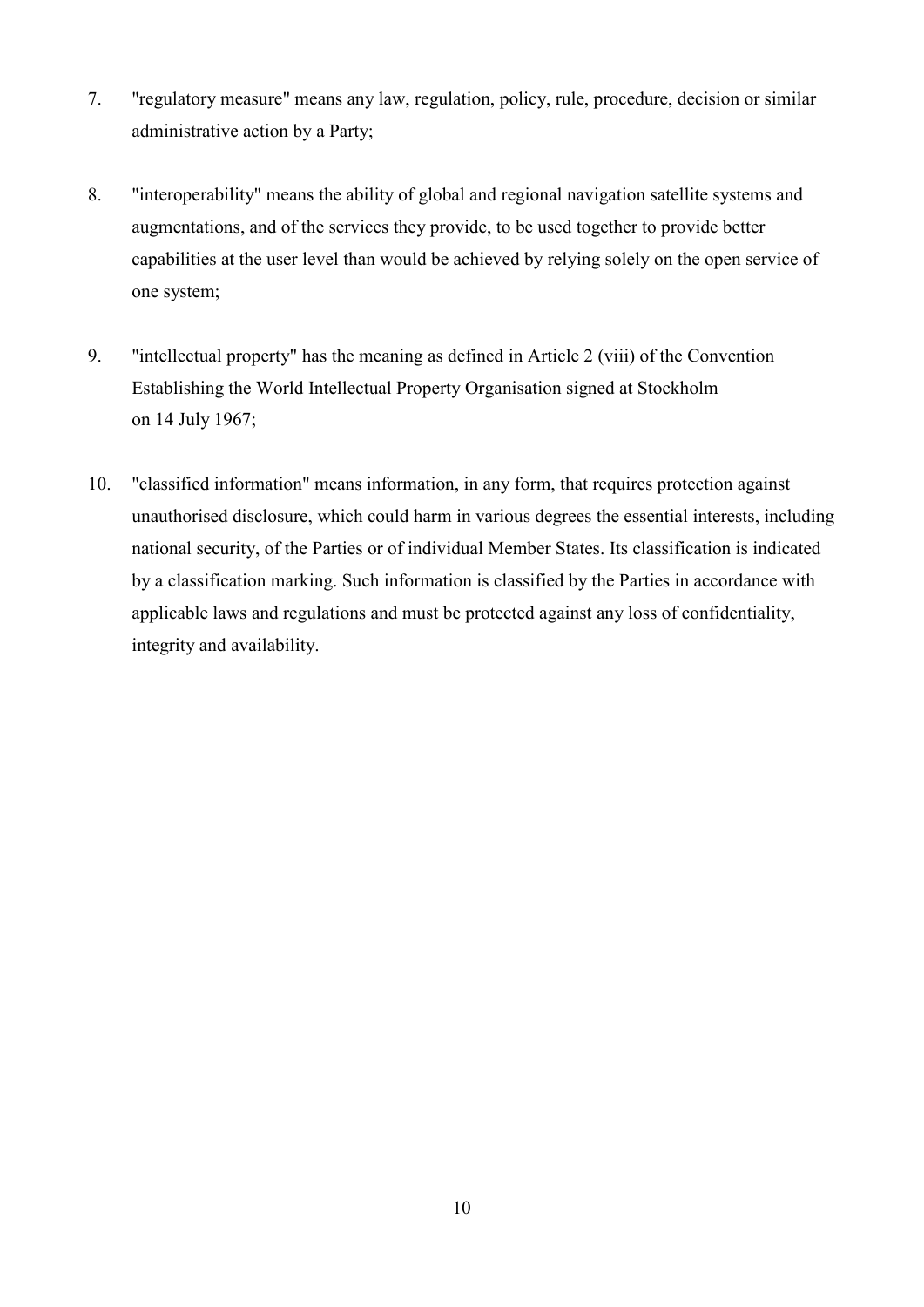7. "regulatory measure" means any law, regulation, policy, rule, procedure, decision or similar administrative action by a Party;

8. "interoperability" means the ability of global and regional navigation satellite systems and augmentations, and of the services they provide, to be used together to provide better capabilities at the user level than would be achieved by relying solely on the open service of one system;

9. "intellectual property" has the meaning as defined in Article 2 (viii) of the Convention Establishing the World Intellectual Property Organisation signed at Stockholm on 14 July 1967;

10. "classified information" means information, in any form, that requires protection against unauthorised disclosure, which could harm in various degrees the essential interests, including national security, of the Parties or of individual Member States. Its classification is indicated by a classification marking. Such information is classified by the Parties in accordance with applicable laws and regulations and must be protected against any loss of confidentiality, integrity and availability.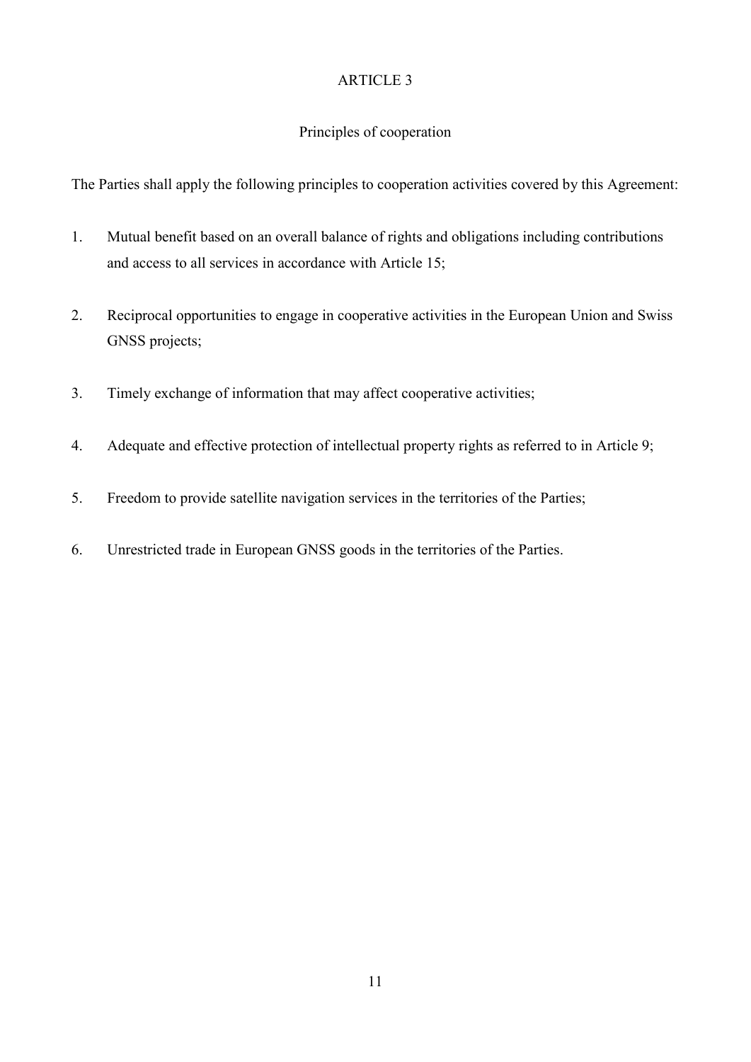## ARTICLE 3

### Principles of cooperation

The Parties shall apply the following principles to cooperation activities covered by this Agreement:

1. Mutual benefit based on an overall balance of rights and obligations including contributions and access to all services in accordance with Article 15;

2. Reciprocal opportunities to engage in cooperative activities in the European Union and Swiss GNSS projects;

3. Timely exchange of information that may affect cooperative activities;

4. Adequate and effective protection of intellectual property rights as referred to in Article 9;

5. Freedom to provide satellite navigation services in the territories of the Parties;

6. Unrestricted trade in European GNSS goods in the territories of the Parties.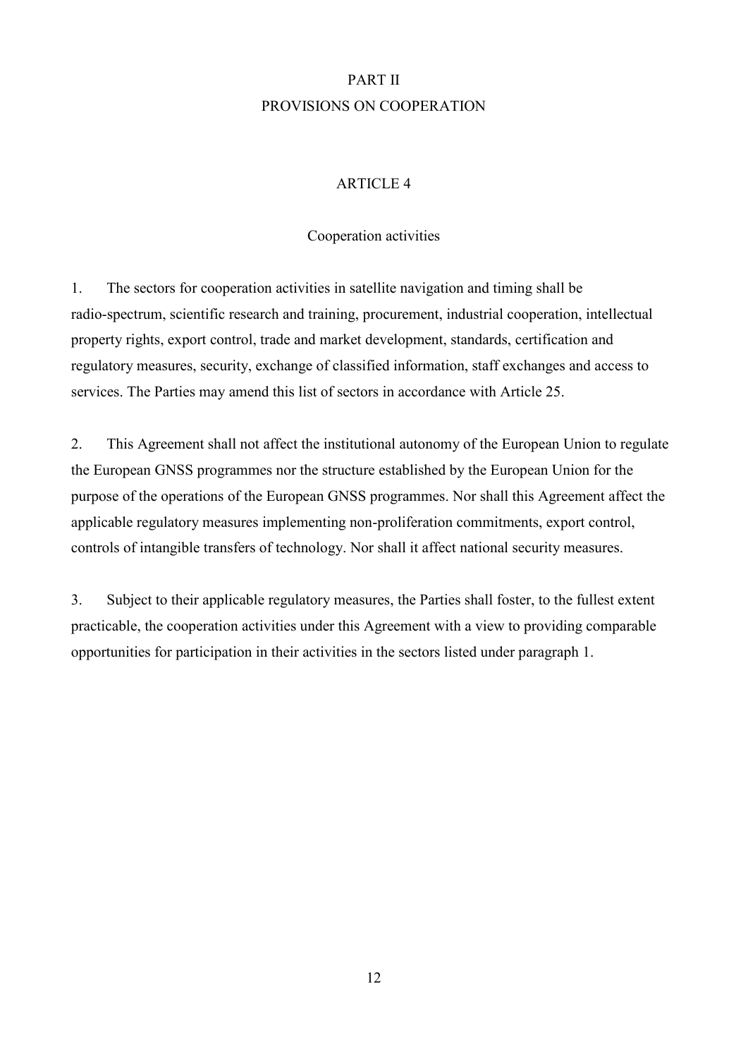# PART II
# PROVISIONS ON COOPERATION

## ARTICLE 4

### Cooperation activities

1. The sectors for cooperation activities in satellite navigation and timing shall be radio-spectrum, scientific research and training, procurement, industrial cooperation, intellectual property rights, export control, trade and market development, standards, certification and regulatory measures, security, exchange of classified information, staff exchanges and access to services. The Parties may amend this list of sectors in accordance with Article 25.

2. This Agreement shall not affect the institutional autonomy of the European Union to regulate the European GNSS programmes nor the structure established by the European Union for the purpose of the operations of the European GNSS programmes. Nor shall this Agreement affect the applicable regulatory measures implementing non-proliferation commitments, export control, controls of intangible transfers of technology. Nor shall it affect national security measures.

3. Subject to their applicable regulatory measures, the Parties shall foster, to the fullest extent practicable, the cooperation activities under this Agreement with a view to providing comparable opportunities for participation in their activities in the sectors listed under paragraph 1.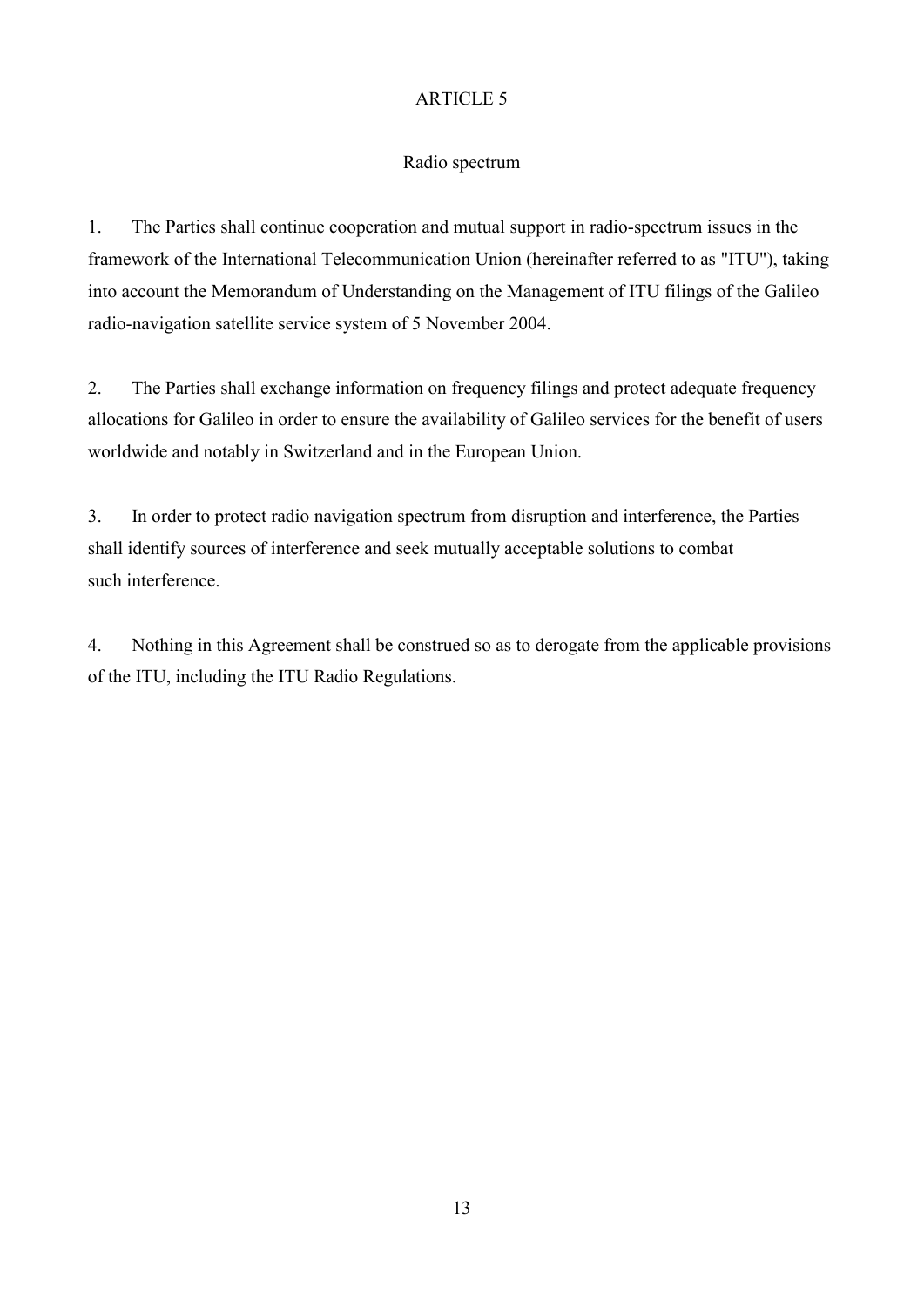## ARTICLE 5

### Radio spectrum

1. The Parties shall continue cooperation and mutual support in radio-spectrum issues in the framework of the International Telecommunication Union (hereinafter referred to as "ITU"), taking into account the Memorandum of Understanding on the Management of ITU filings of the Galileo radio-navigation satellite service system of 5 November 2004.

2. The Parties shall exchange information on frequency filings and protect adequate frequency allocations for Galileo in order to ensure the availability of Galileo services for the benefit of users worldwide and notably in Switzerland and in the European Union.

3. In order to protect radio navigation spectrum from disruption and interference, the Parties shall identify sources of interference and seek mutually acceptable solutions to combat such interference.

4. Nothing in this Agreement shall be construed so as to derogate from the applicable provisions of the ITU, including the ITU Radio Regulations.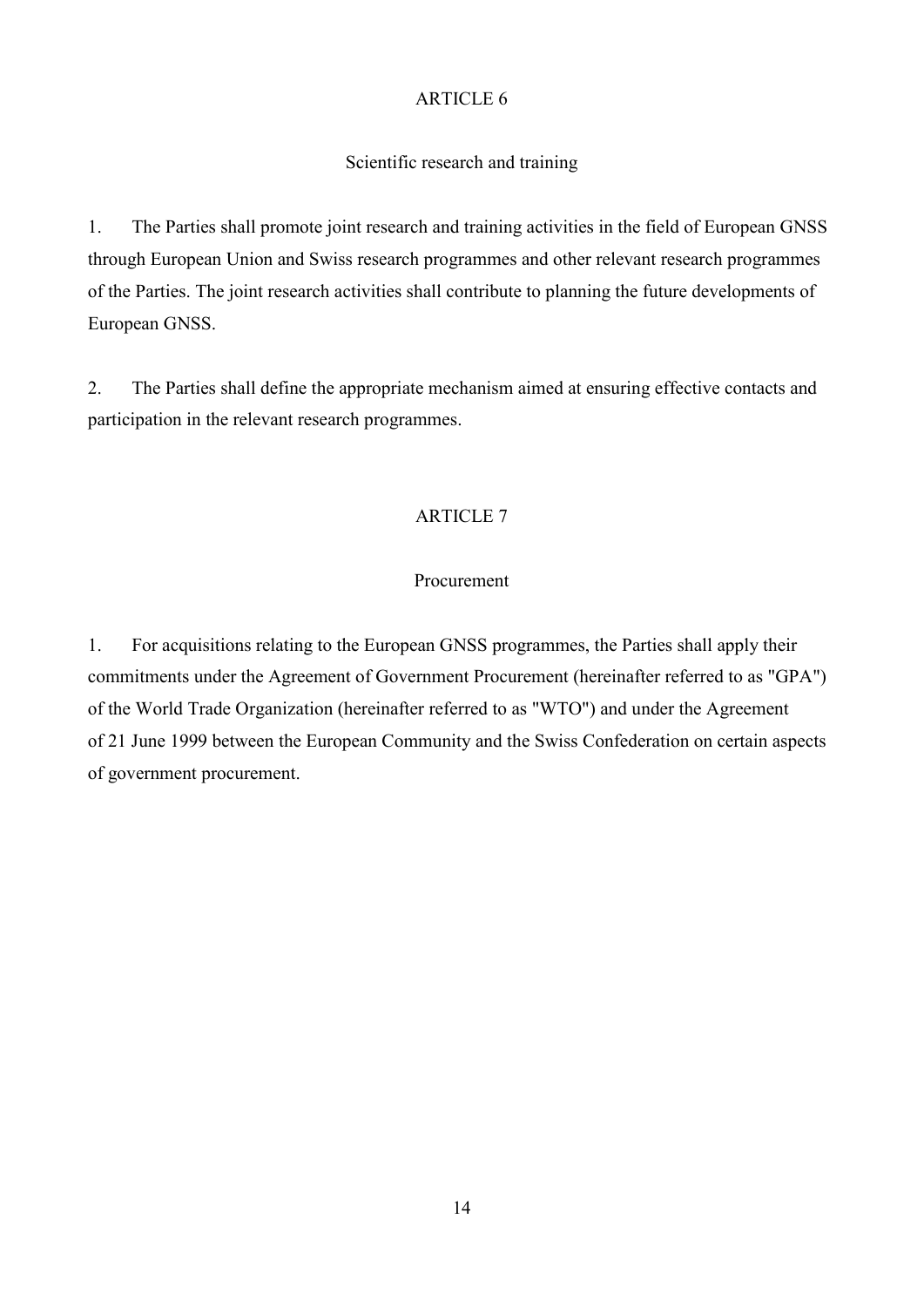## ARTICLE 6

### Scientific research and training

1. The Parties shall promote joint research and training activities in the field of European GNSS through European Union and Swiss research programmes and other relevant research programmes of the Parties. The joint research activities shall contribute to planning the future developments of European GNSS.

2. The Parties shall define the appropriate mechanism aimed at ensuring effective contacts and participation in the relevant research programmes.

## ARTICLE 7

### Procurement

1. For acquisitions relating to the European GNSS programmes, the Parties shall apply their commitments under the Agreement of Government Procurement (hereinafter referred to as "GPA") of the World Trade Organization (hereinafter referred to as "WTO") and under the Agreement of 21 June 1999 between the European Community and the Swiss Confederation on certain aspects of government procurement.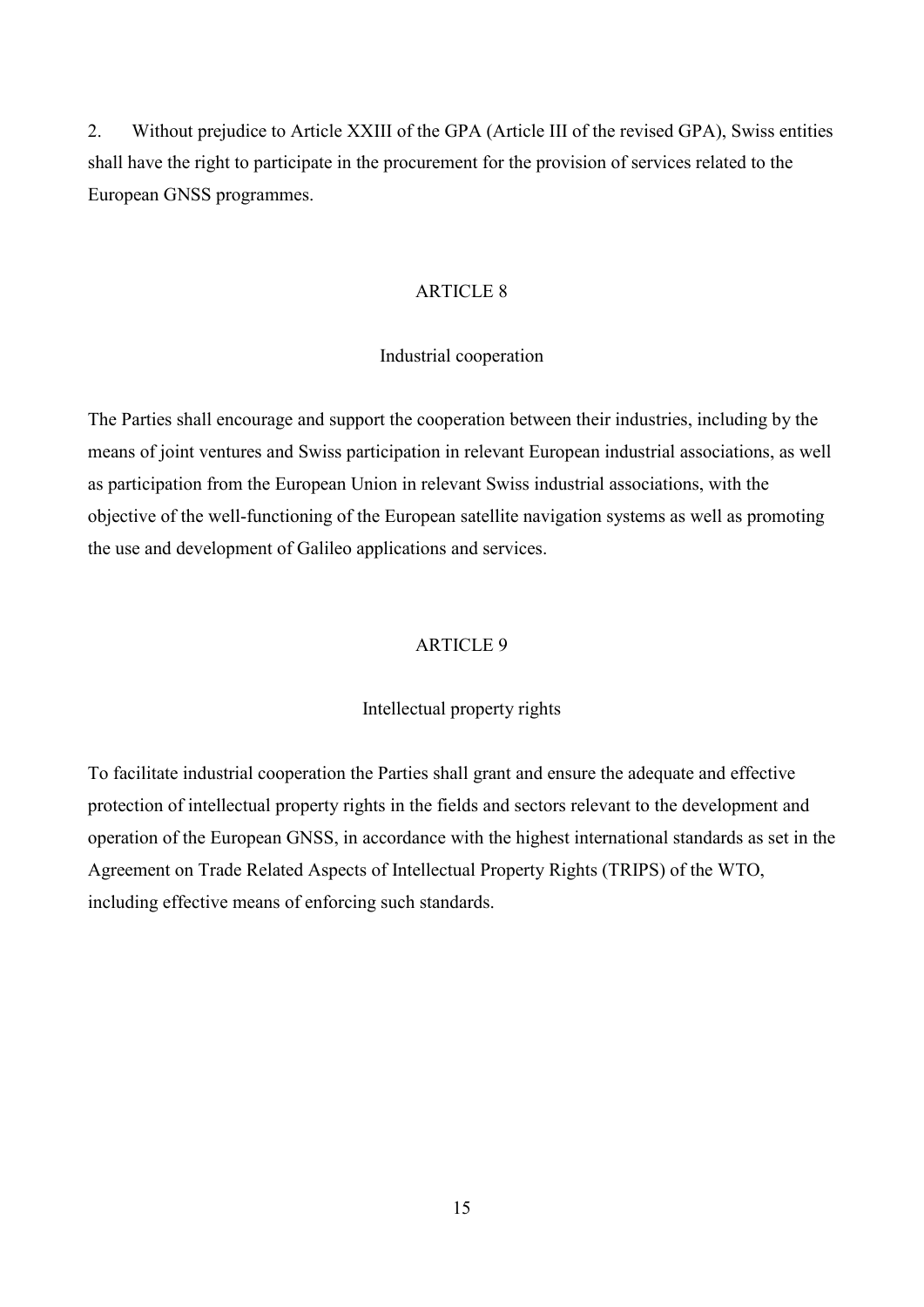2. Without prejudice to Article XXIII of the GPA (Article III of the revised GPA), Swiss entities shall have the right to participate in the procurement for the provision of services related to the European GNSS programmes.

## ARTICLE 8

### Industrial cooperation

The Parties shall encourage and support the cooperation between their industries, including by the means of joint ventures and Swiss participation in relevant European industrial associations, as well as participation from the European Union in relevant Swiss industrial associations, with the objective of the well-functioning of the European satellite navigation systems as well as promoting the use and development of Galileo applications and services.

## ARTICLE 9

### Intellectual property rights

To facilitate industrial cooperation the Parties shall grant and ensure the adequate and effective protection of intellectual property rights in the fields and sectors relevant to the development and operation of the European GNSS, in accordance with the highest international standards as set in the Agreement on Trade Related Aspects of Intellectual Property Rights (TRIPS) of the WTO, including effective means of enforcing such standards.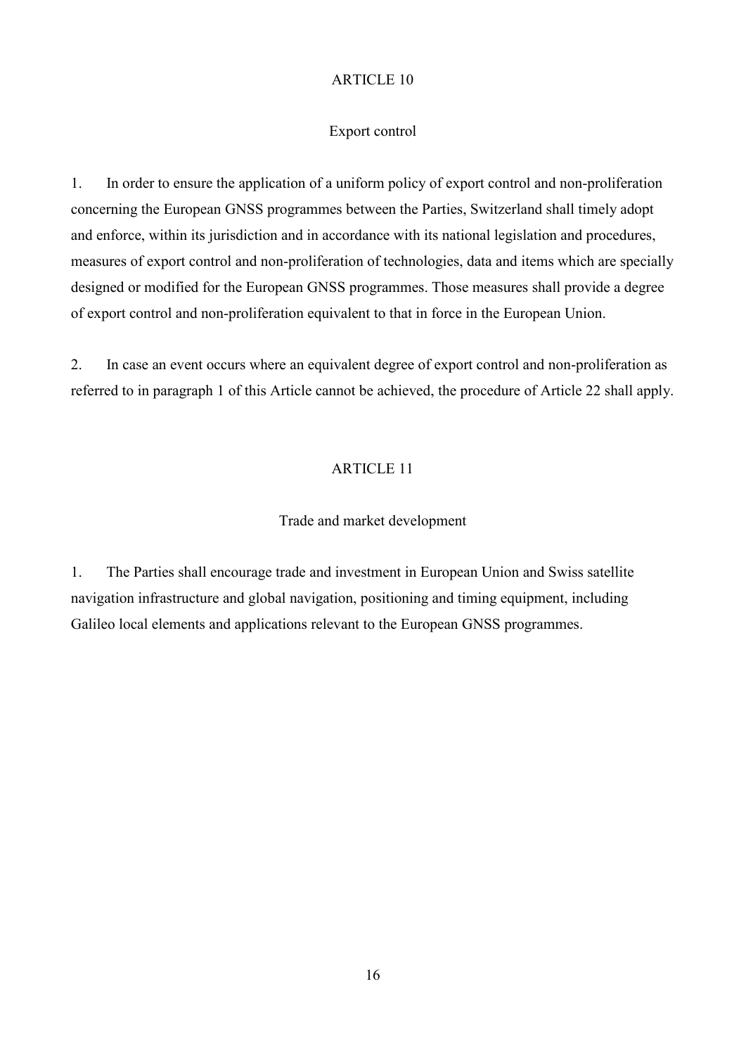## ARTICLE 10

### Export control

1. In order to ensure the application of a uniform policy of export control and non-proliferation concerning the European GNSS programmes between the Parties, Switzerland shall timely adopt and enforce, within its jurisdiction and in accordance with its national legislation and procedures, measures of export control and non-proliferation of technologies, data and items which are specially designed or modified for the European GNSS programmes. Those measures shall provide a degree of export control and non-proliferation equivalent to that in force in the European Union.

2. In case an event occurs where an equivalent degree of export control and non-proliferation as referred to in paragraph 1 of this Article cannot be achieved, the procedure of Article 22 shall apply.

## ARTICLE 11

### Trade and market development

1. The Parties shall encourage trade and investment in European Union and Swiss satellite navigation infrastructure and global navigation, positioning and timing equipment, including Galileo local elements and applications relevant to the European GNSS programmes.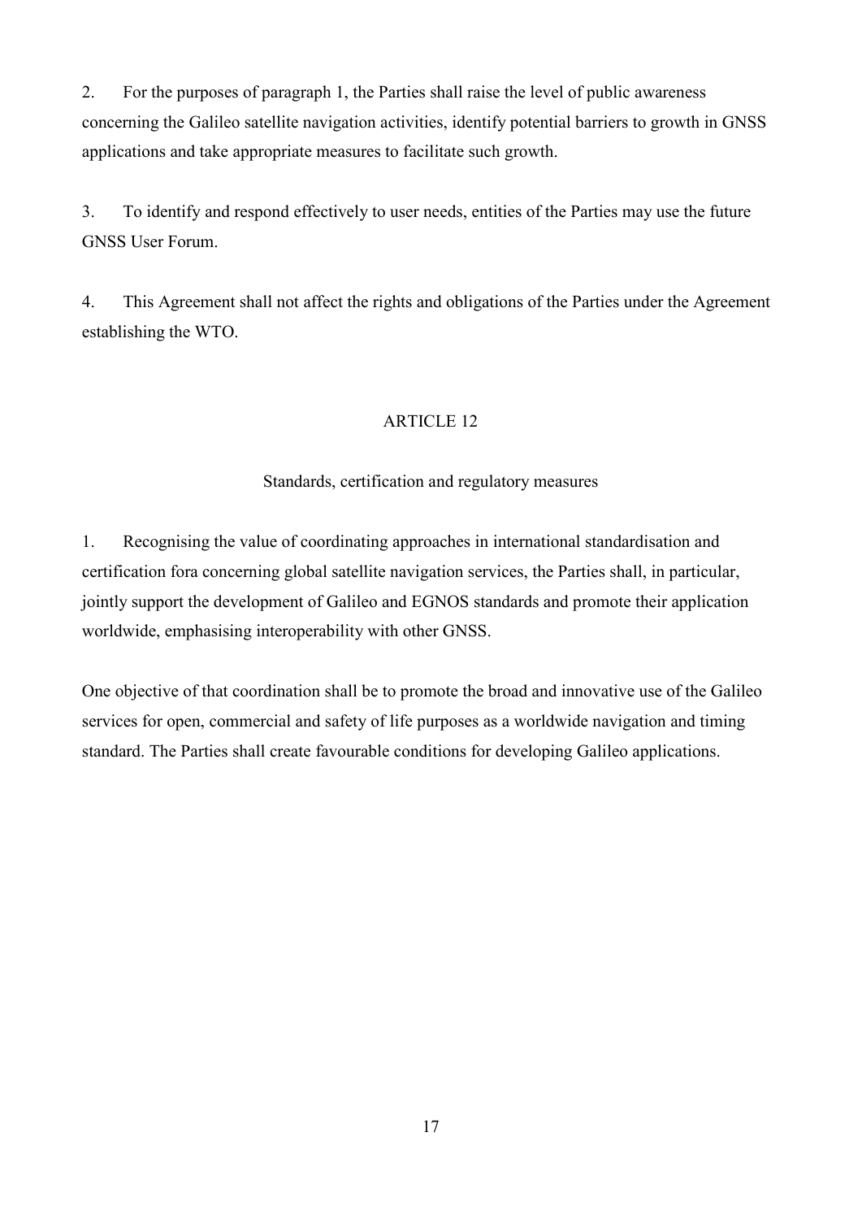2. For the purposes of paragraph 1, the Parties shall raise the level of public awareness concerning the Galileo satellite navigation activities, identify potential barriers to growth in GNSS applications and take appropriate measures to facilitate such growth.

3. To identify and respond effectively to user needs, entities of the Parties may use the future GNSS User Forum.

4. This Agreement shall not affect the rights and obligations of the Parties under the Agreement establishing the WTO.

## ARTICLE 12

### Standards, certification and regulatory measures

1. Recognising the value of coordinating approaches in international standardisation and certification fora concerning global satellite navigation services, the Parties shall, in particular, jointly support the development of Galileo and EGNOS standards and promote their application worldwide, emphasising interoperability with other GNSS.

One objective of that coordination shall be to promote the broad and innovative use of the Galileo services for open, commercial and safety of life purposes as a worldwide navigation and timing standard. The Parties shall create favourable conditions for developing Galileo applications.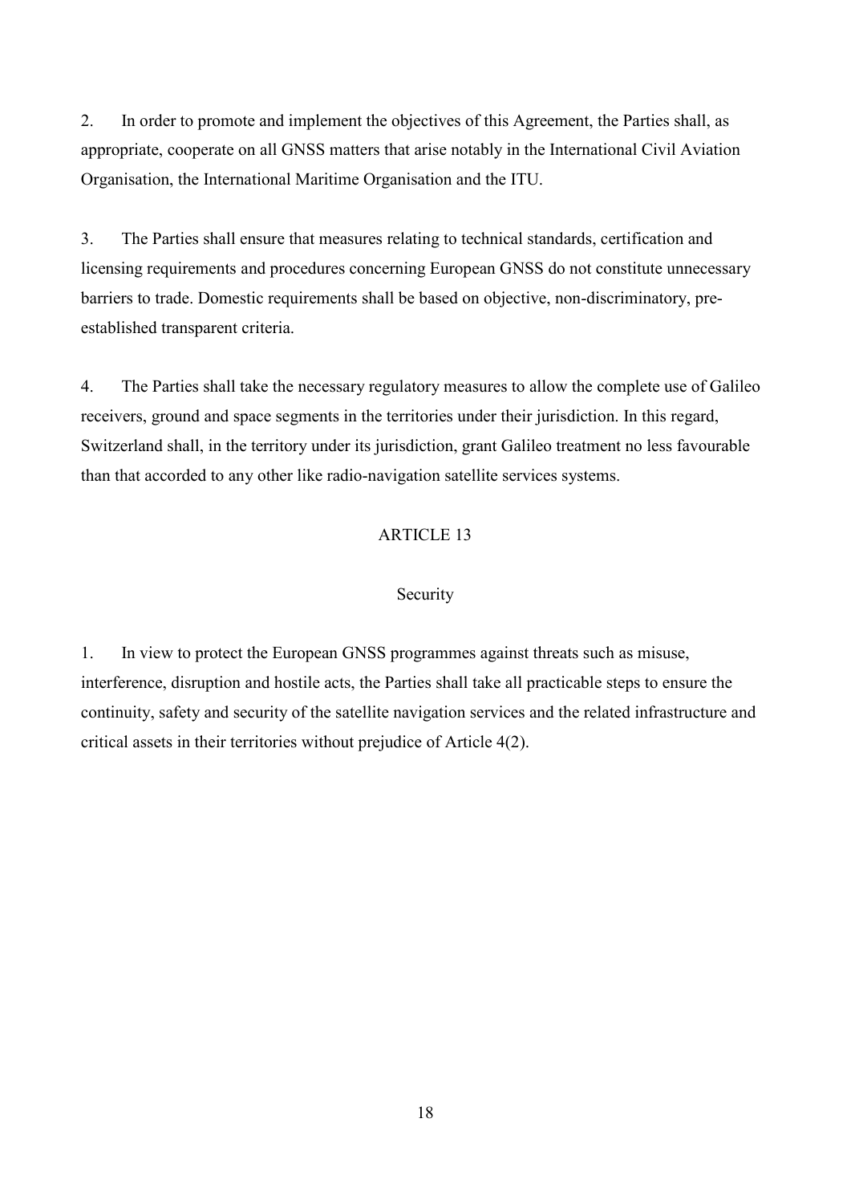2. In order to promote and implement the objectives of this Agreement, the Parties shall, as appropriate, cooperate on all GNSS matters that arise notably in the International Civil Aviation Organisation, the International Maritime Organisation and the ITU.

3. The Parties shall ensure that measures relating to technical standards, certification and licensing requirements and procedures concerning European GNSS do not constitute unnecessary barriers to trade. Domestic requirements shall be based on objective, non-discriminatory, pre-established transparent criteria.

4. The Parties shall take the necessary regulatory measures to allow the complete use of Galileo receivers, ground and space segments in the territories under their jurisdiction. In this regard, Switzerland shall, in the territory under its jurisdiction, grant Galileo treatment no less favourable than that accorded to any other like radio-navigation satellite services systems.

## ARTICLE 13

### Security

1. In view to protect the European GNSS programmes against threats such as misuse, interference, disruption and hostile acts, the Parties shall take all practicable steps to ensure the continuity, safety and security of the satellite navigation services and the related infrastructure and critical assets in their territories without prejudice of Article 4(2).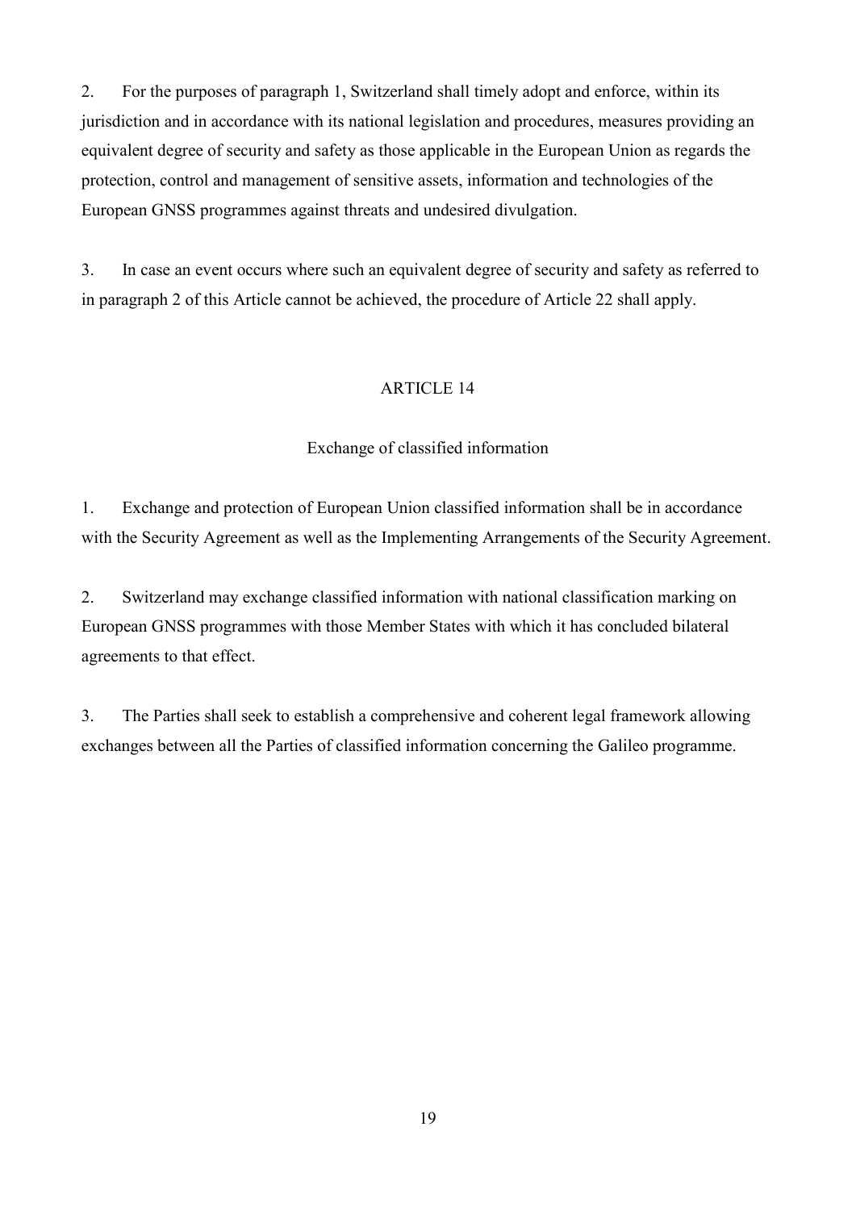2. For the purposes of paragraph 1, Switzerland shall timely adopt and enforce, within its jurisdiction and in accordance with its national legislation and procedures, measures providing an equivalent degree of security and safety as those applicable in the European Union as regards the protection, control and management of sensitive assets, information and technologies of the European GNSS programmes against threats and undesired divulgation.

3. In case an event occurs where such an equivalent degree of security and safety as referred to in paragraph 2 of this Article cannot be achieved, the procedure of Article 22 shall apply.

## ARTICLE 14

### Exchange of classified information

1. Exchange and protection of European Union classified information shall be in accordance with the Security Agreement as well as the Implementing Arrangements of the Security Agreement.

2. Switzerland may exchange classified information with national classification marking on European GNSS programmes with those Member States with which it has concluded bilateral agreements to that effect.

3. The Parties shall seek to establish a comprehensive and coherent legal framework allowing exchanges between all the Parties of classified information concerning the Galileo programme.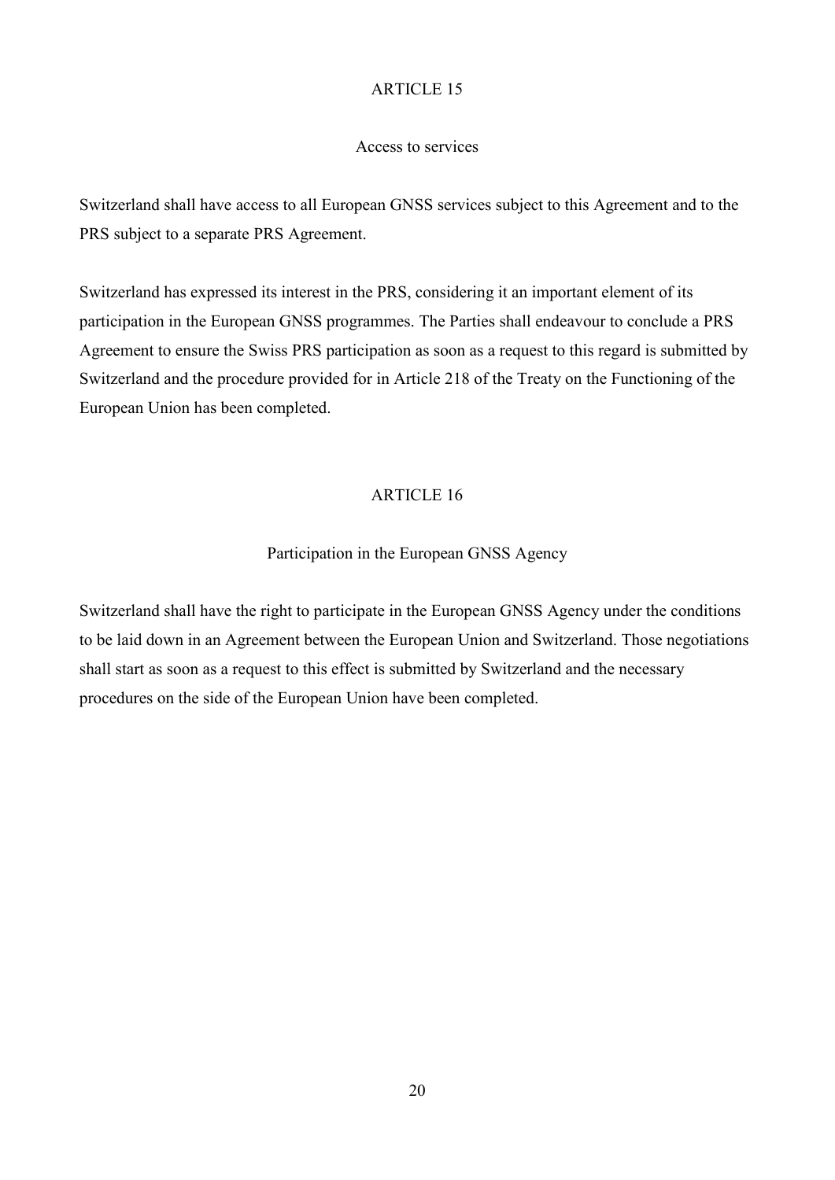## ARTICLE 15

### Access to services

Switzerland shall have access to all European GNSS services subject to this Agreement and to the PRS subject to a separate PRS Agreement.

Switzerland has expressed its interest in the PRS, considering it an important element of its participation in the European GNSS programmes. The Parties shall endeavour to conclude a PRS Agreement to ensure the Swiss PRS participation as soon as a request to this regard is submitted by Switzerland and the procedure provided for in Article 218 of the Treaty on the Functioning of the European Union has been completed.

## ARTICLE 16

### Participation in the European GNSS Agency

Switzerland shall have the right to participate in the European GNSS Agency under the conditions to be laid down in an Agreement between the European Union and Switzerland. Those negotiations shall start as soon as a request to this effect is submitted by Switzerland and the necessary procedures on the side of the European Union have been completed.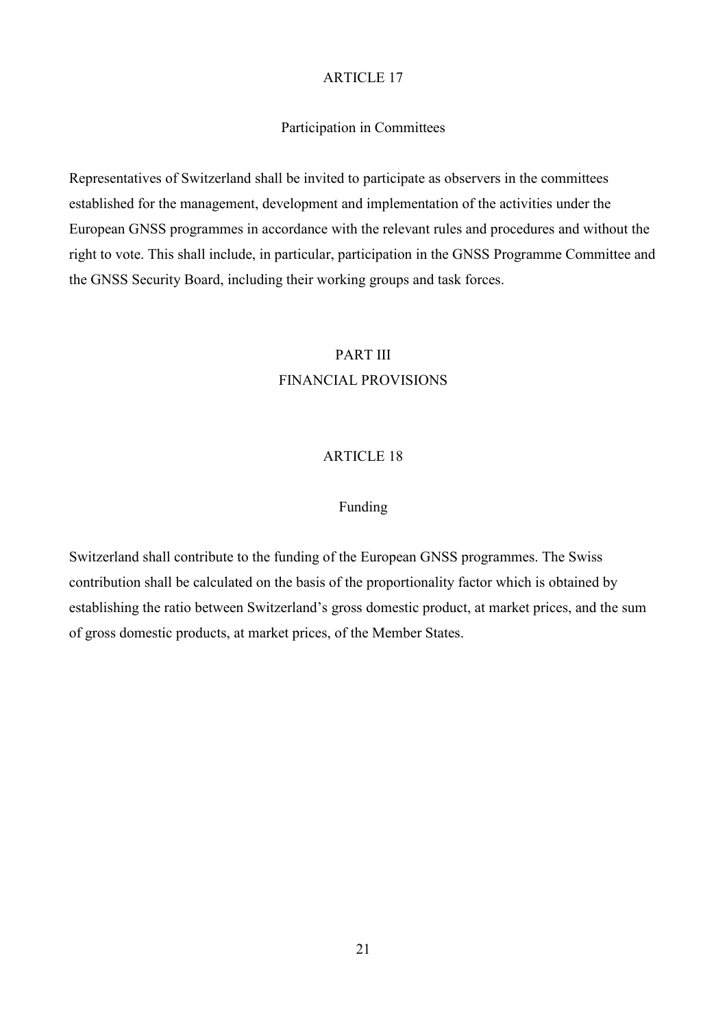## ARTICLE 17

### Participation in Committees

Representatives of Switzerland shall be invited to participate as observers in the committees established for the management, development and implementation of the activities under the European GNSS programmes in accordance with the relevant rules and procedures and without the right to vote. This shall include, in particular, participation in the GNSS Programme Committee and the GNSS Security Board, including their working groups and task forces.

# PART III
# FINANCIAL PROVISIONS

## ARTICLE 18

### Funding

Switzerland shall contribute to the funding of the European GNSS programmes. The Swiss contribution shall be calculated on the basis of the proportionality factor which is obtained by establishing the ratio between Switzerland's gross domestic product, at market prices, and the sum of gross domestic products, at market prices, of the Member States.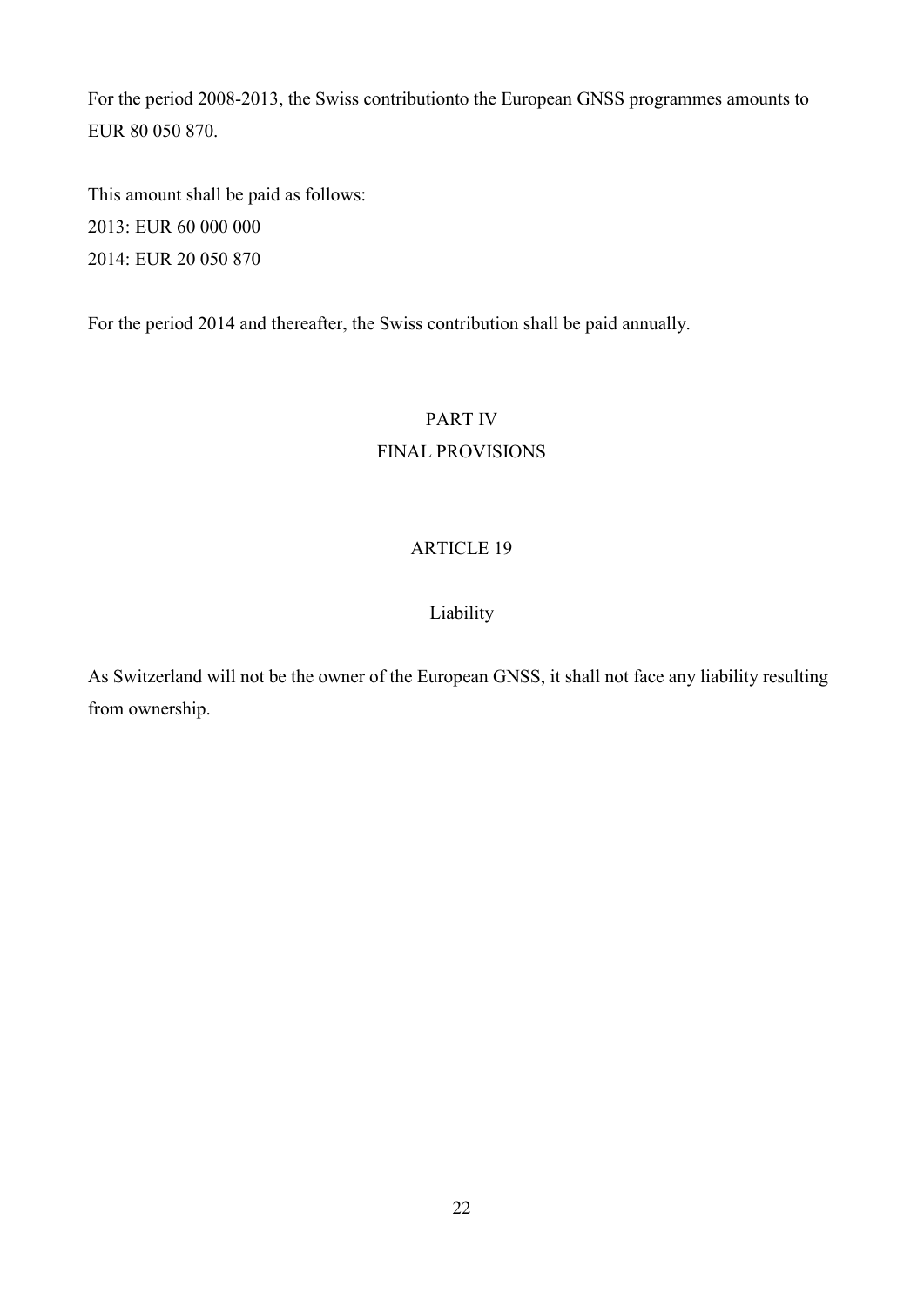For the period 2008-2013, the Swiss contributionto the European GNSS programmes amounts to EUR 80 050 870.

This amount shall be paid as follows:
2013: EUR 60 000 000
2014: EUR 20 050 870

For the period 2014 and thereafter, the Swiss contribution shall be paid annually.

# PART IV
# FINAL PROVISIONS

## ARTICLE 19

### Liability

As Switzerland will not be the owner of the European GNSS, it shall not face any liability resulting from ownership.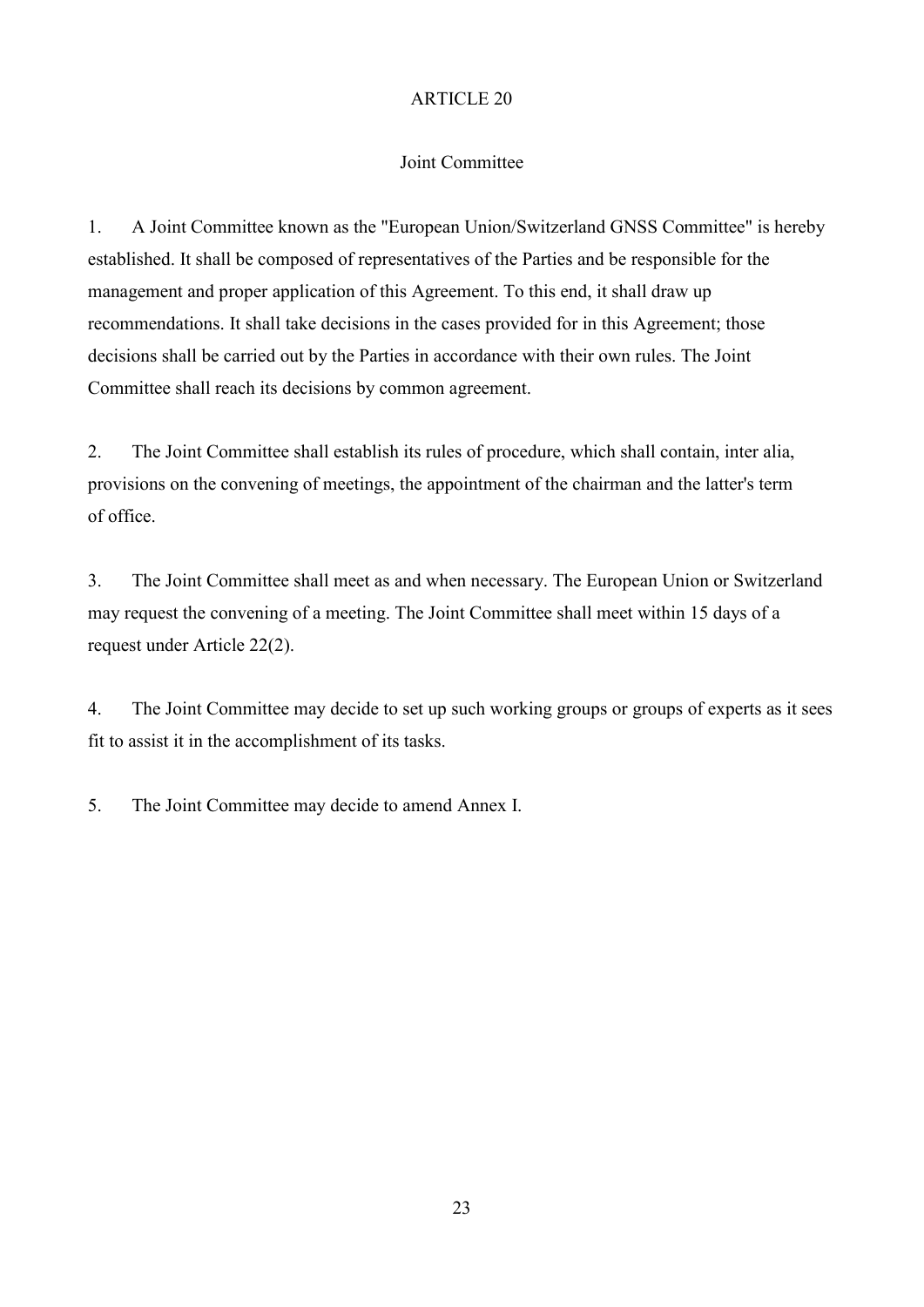## ARTICLE 20

### Joint Committee

1. A Joint Committee known as the "European Union/Switzerland GNSS Committee" is hereby established. It shall be composed of representatives of the Parties and be responsible for the management and proper application of this Agreement. To this end, it shall draw up recommendations. It shall take decisions in the cases provided for in this Agreement; those decisions shall be carried out by the Parties in accordance with their own rules. The Joint Committee shall reach its decisions by common agreement.

2. The Joint Committee shall establish its rules of procedure, which shall contain, inter alia, provisions on the convening of meetings, the appointment of the chairman and the latter's term of office.

3. The Joint Committee shall meet as and when necessary. The European Union or Switzerland may request the convening of a meeting. The Joint Committee shall meet within 15 days of a request under Article 22(2).

4. The Joint Committee may decide to set up such working groups or groups of experts as it sees fit to assist it in the accomplishment of its tasks.

5. The Joint Committee may decide to amend Annex I.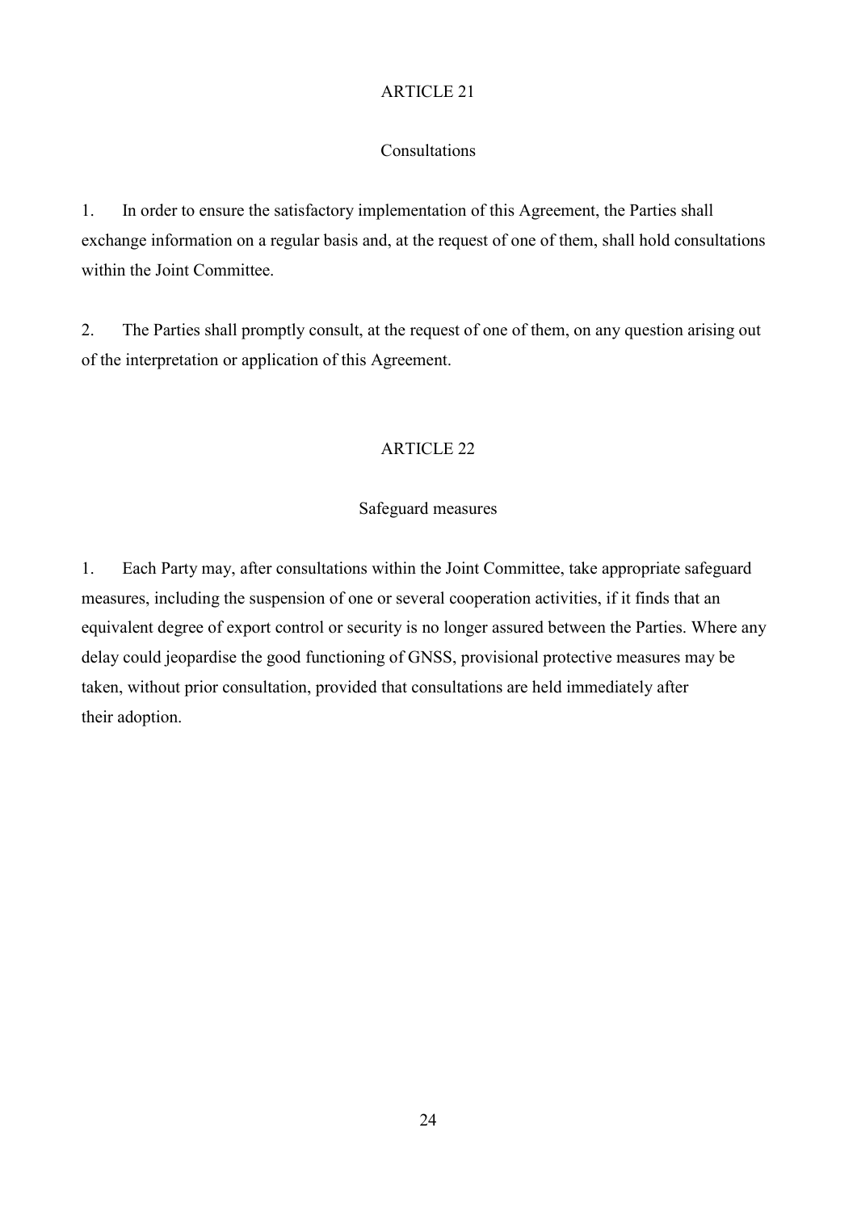## ARTICLE 21

### Consultations

1. In order to ensure the satisfactory implementation of this Agreement, the Parties shall exchange information on a regular basis and, at the request of one of them, shall hold consultations within the Joint Committee.

2. The Parties shall promptly consult, at the request of one of them, on any question arising out of the interpretation or application of this Agreement.

## ARTICLE 22

### Safeguard measures

1. Each Party may, after consultations within the Joint Committee, take appropriate safeguard measures, including the suspension of one or several cooperation activities, if it finds that an equivalent degree of export control or security is no longer assured between the Parties. Where any delay could jeopardise the good functioning of GNSS, provisional protective measures may be taken, without prior consultation, provided that consultations are held immediately after their adoption.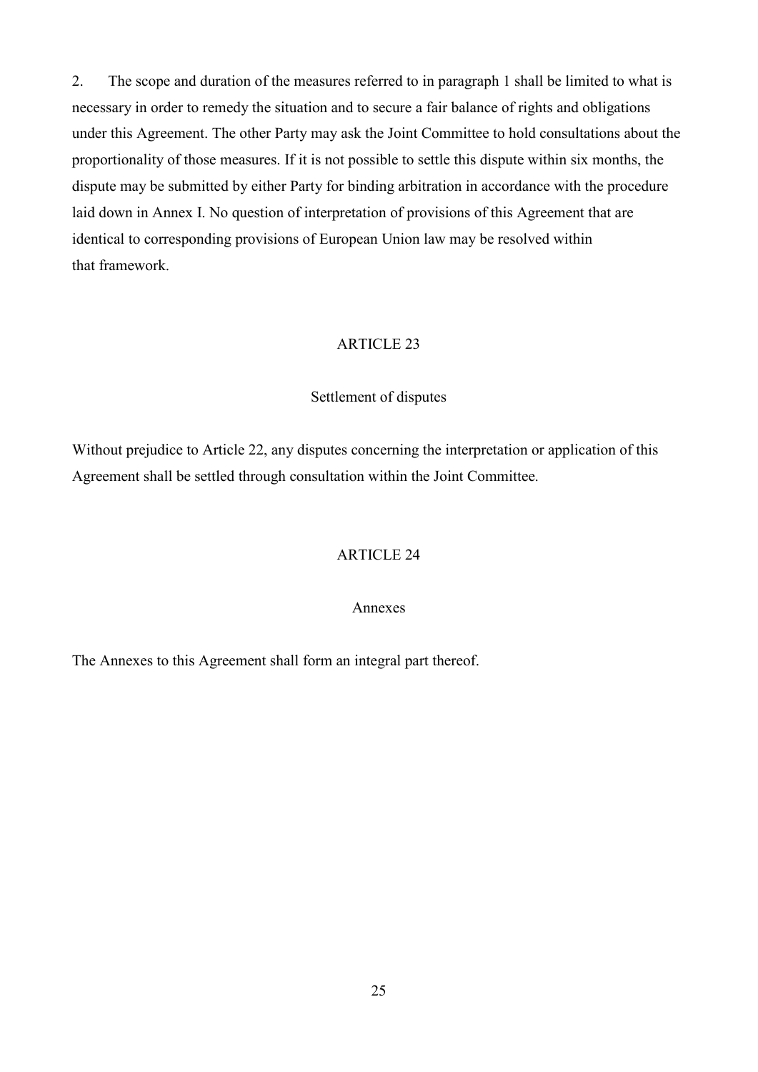2. The scope and duration of the measures referred to in paragraph 1 shall be limited to what is necessary in order to remedy the situation and to secure a fair balance of rights and obligations under this Agreement. The other Party may ask the Joint Committee to hold consultations about the proportionality of those measures. If it is not possible to settle this dispute within six months, the dispute may be submitted by either Party for binding arbitration in accordance with the procedure laid down in Annex I. No question of interpretation of provisions of this Agreement that are identical to corresponding provisions of European Union law may be resolved within that framework.

## ARTICLE 23

### Settlement of disputes

Without prejudice to Article 22, any disputes concerning the interpretation or application of this Agreement shall be settled through consultation within the Joint Committee.

## ARTICLE 24

### Annexes

The Annexes to this Agreement shall form an integral part thereof.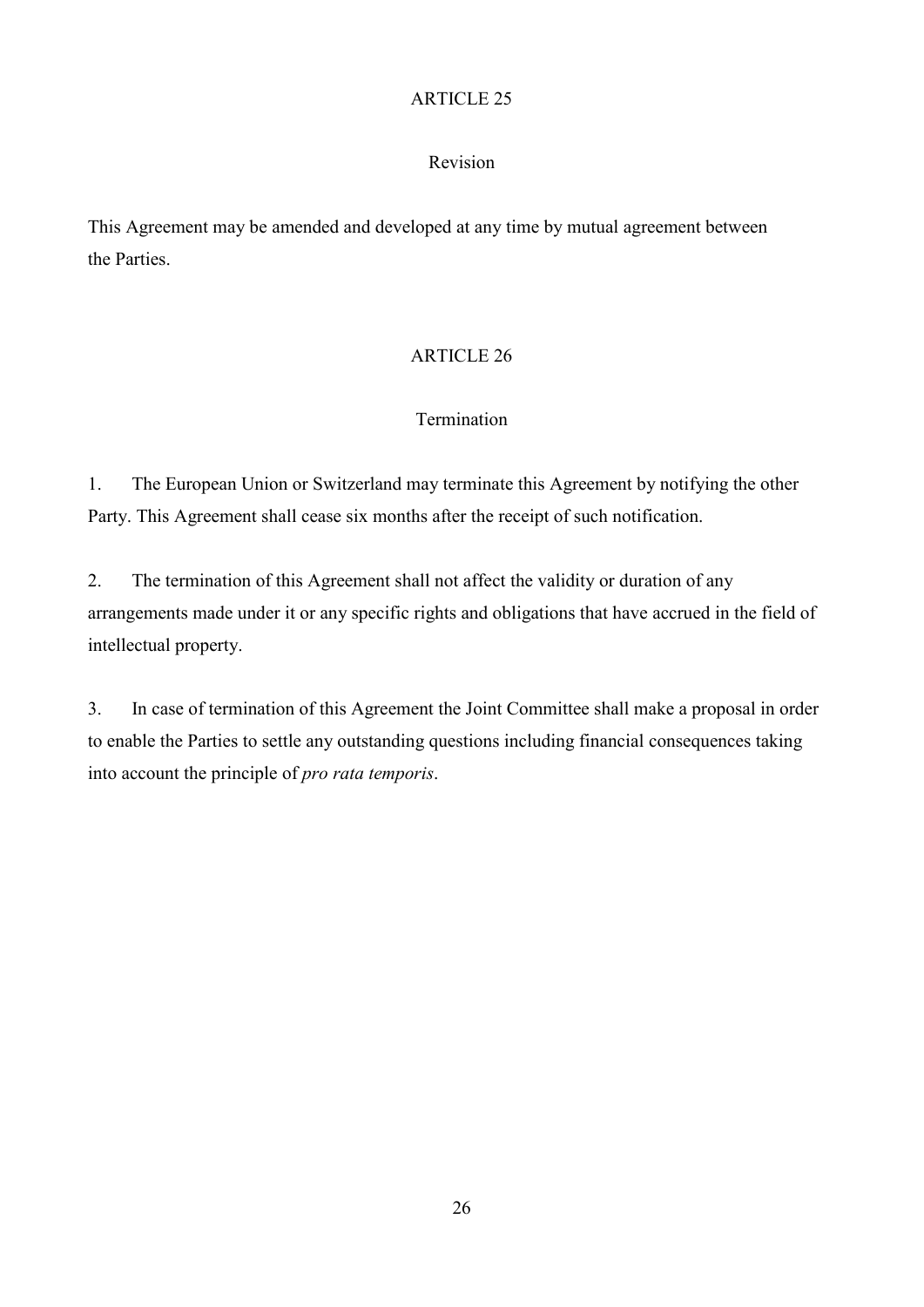## ARTICLE 25

### Revision

This Agreement may be amended and developed at any time by mutual agreement between the Parties.

## ARTICLE 26

### Termination

1. The European Union or Switzerland may terminate this Agreement by notifying the other Party. This Agreement shall cease six months after the receipt of such notification.

2. The termination of this Agreement shall not affect the validity or duration of any arrangements made under it or any specific rights and obligations that have accrued in the field of intellectual property.

3. In case of termination of this Agreement the Joint Committee shall make a proposal in order to enable the Parties to settle any outstanding questions including financial consequences taking into account the principle of *pro rata temporis*.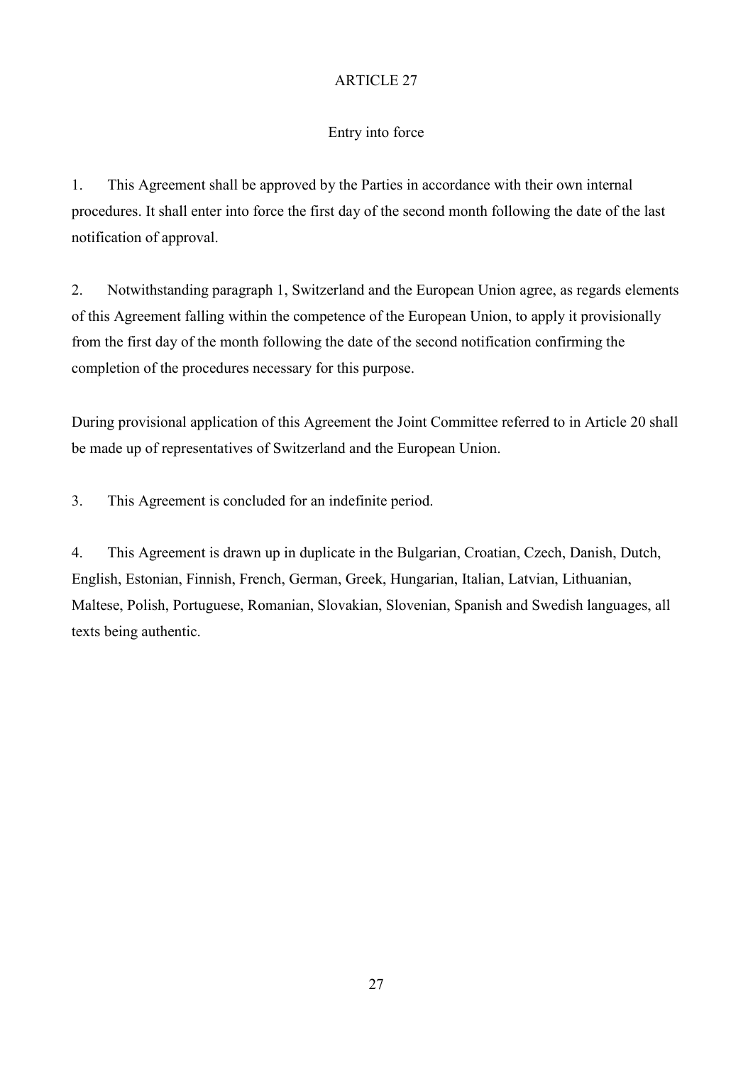## ARTICLE 27

### Entry into force

1. This Agreement shall be approved by the Parties in accordance with their own internal procedures. It shall enter into force the first day of the second month following the date of the last notification of approval.

2. Notwithstanding paragraph 1, Switzerland and the European Union agree, as regards elements of this Agreement falling within the competence of the European Union, to apply it provisionally from the first day of the month following the date of the second notification confirming the completion of the procedures necessary for this purpose.

During provisional application of this Agreement the Joint Committee referred to in Article 20 shall be made up of representatives of Switzerland and the European Union.

3. This Agreement is concluded for an indefinite period.

4. This Agreement is drawn up in duplicate in the Bulgarian, Croatian, Czech, Danish, Dutch, English, Estonian, Finnish, French, German, Greek, Hungarian, Italian, Latvian, Lithuanian, Maltese, Polish, Portuguese, Romanian, Slovakian, Slovenian, Spanish and Swedish languages, all texts being authentic.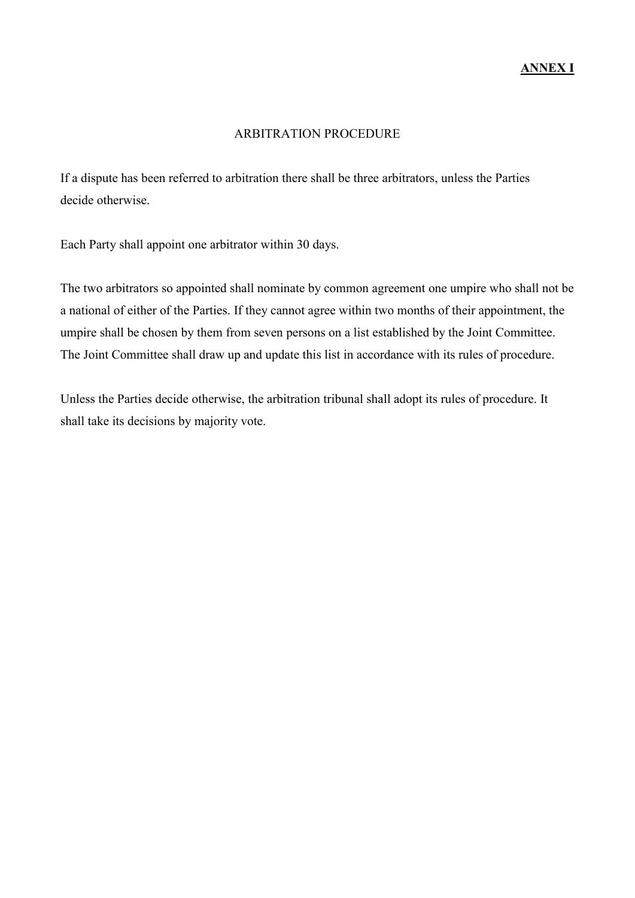**ANNEX I**

ARBITRATION PROCEDURE

If a dispute has been referred to arbitration there shall be three arbitrators, unless the Parties decide otherwise.

Each Party shall appoint one arbitrator within 30 days.

The two arbitrators so appointed shall nominate by common agreement one umpire who shall not be a national of either of the Parties. If they cannot agree within two months of their appointment, the umpire shall be chosen by them from seven persons on a list established by the Joint Committee. The Joint Committee shall draw up and update this list in accordance with its rules of procedure.

Unless the Parties decide otherwise, the arbitration tribunal shall adopt its rules of procedure. It shall take its decisions by majority vote.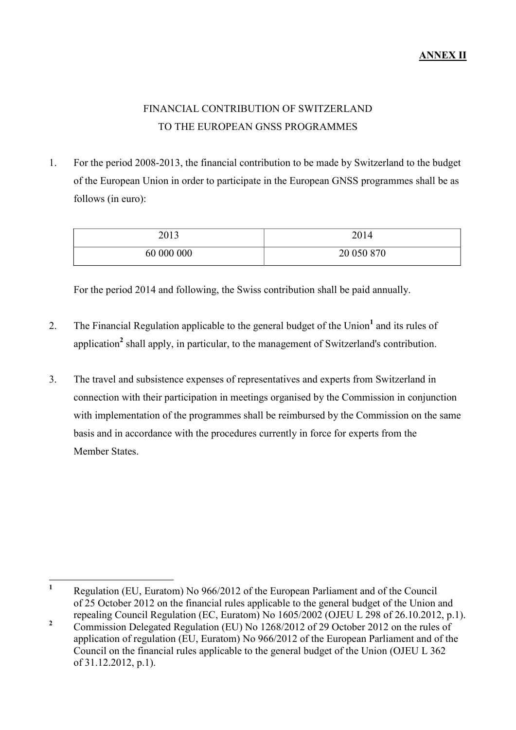**ANNEX II**

FINANCIAL CONTRIBUTION OF SWITZERLAND
TO THE EUROPEAN GNSS PROGRAMMES

1. For the period 2008-2013, the financial contribution to be made by Switzerland to the budget of the European Union in order to participate in the European GNSS programmes shall be as follows (in euro):

| 2013 | 2014 |
|---|---|
| 60 000 000 | 20 050 870 |

For the period 2014 and following, the Swiss contribution shall be paid annually.

2. The Financial Regulation applicable to the general budget of the Union[1] and its rules of application[2] shall apply, in particular, to the management of Switzerland's contribution.

3. The travel and subsistence expenses of representatives and experts from Switzerland in connection with their participation in meetings organised by the Commission in conjunction with implementation of the programmes shall be reimbursed by the Commission on the same basis and in accordance with the procedures currently in force for experts from the Member States.

---

[1] Regulation (EU, Euratom) No 966/2012 of the European Parliament and of the Council of 25 October 2012 on the financial rules applicable to the general budget of the Union and repealing Council Regulation (EC, Euratom) No 1605/2002 (OJEU L 298 of 26.10.2012, p.1).

[2] Commission Delegated Regulation (EU) No 1268/2012 of 29 October 2012 on the rules of application of regulation (EU, Euratom) No 966/2012 of the European Parliament and of the Council on the financial rules applicable to the general budget of the Union (OJEU L 362 of 31.12.2012, p.1).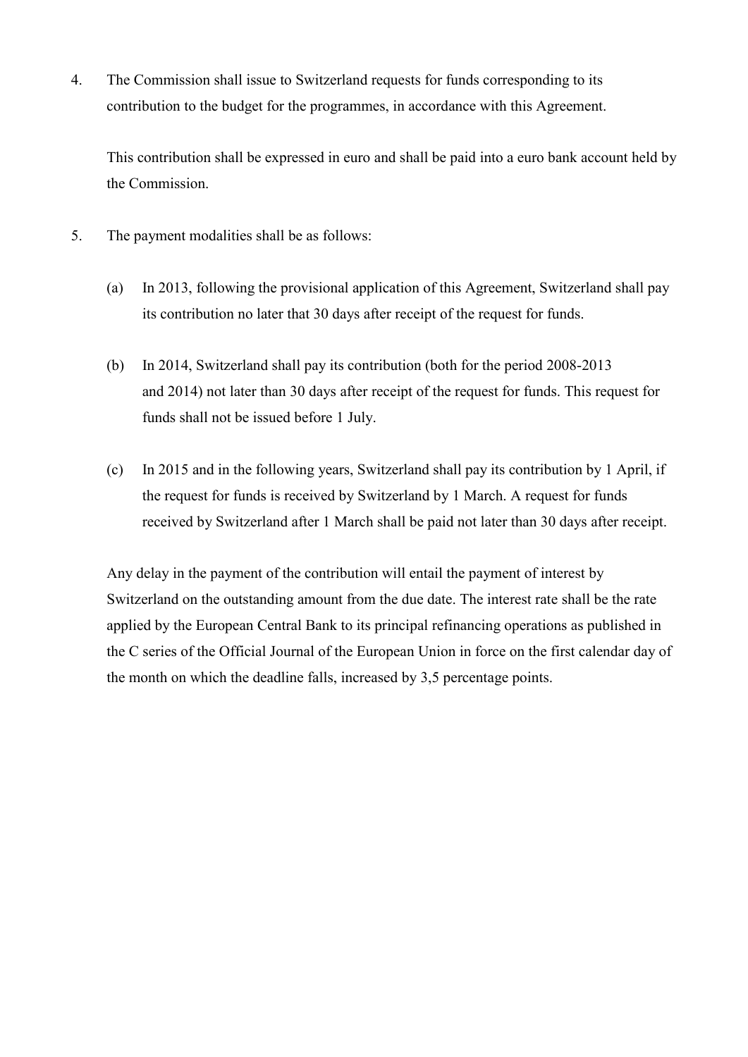4. The Commission shall issue to Switzerland requests for funds corresponding to its contribution to the budget for the programmes, in accordance with this Agreement.

   This contribution shall be expressed in euro and shall be paid into a euro bank account held by the Commission.

5. The payment modalities shall be as follows:

   (a) In 2013, following the provisional application of this Agreement, Switzerland shall pay its contribution no later that 30 days after receipt of the request for funds.

   (b) In 2014, Switzerland shall pay its contribution (both for the period 2008-2013 and 2014) not later than 30 days after receipt of the request for funds. This request for funds shall not be issued before 1 July.

   (c) In 2015 and in the following years, Switzerland shall pay its contribution by 1 April, if the request for funds is received by Switzerland by 1 March. A request for funds received by Switzerland after 1 March shall be paid not later than 30 days after receipt.

   Any delay in the payment of the contribution will entail the payment of interest by Switzerland on the outstanding amount from the due date. The interest rate shall be the rate applied by the European Central Bank to its principal refinancing operations as published in the C series of the Official Journal of the European Union in force on the first calendar day of the month on which the deadline falls, increased by 3,5 percentage points.